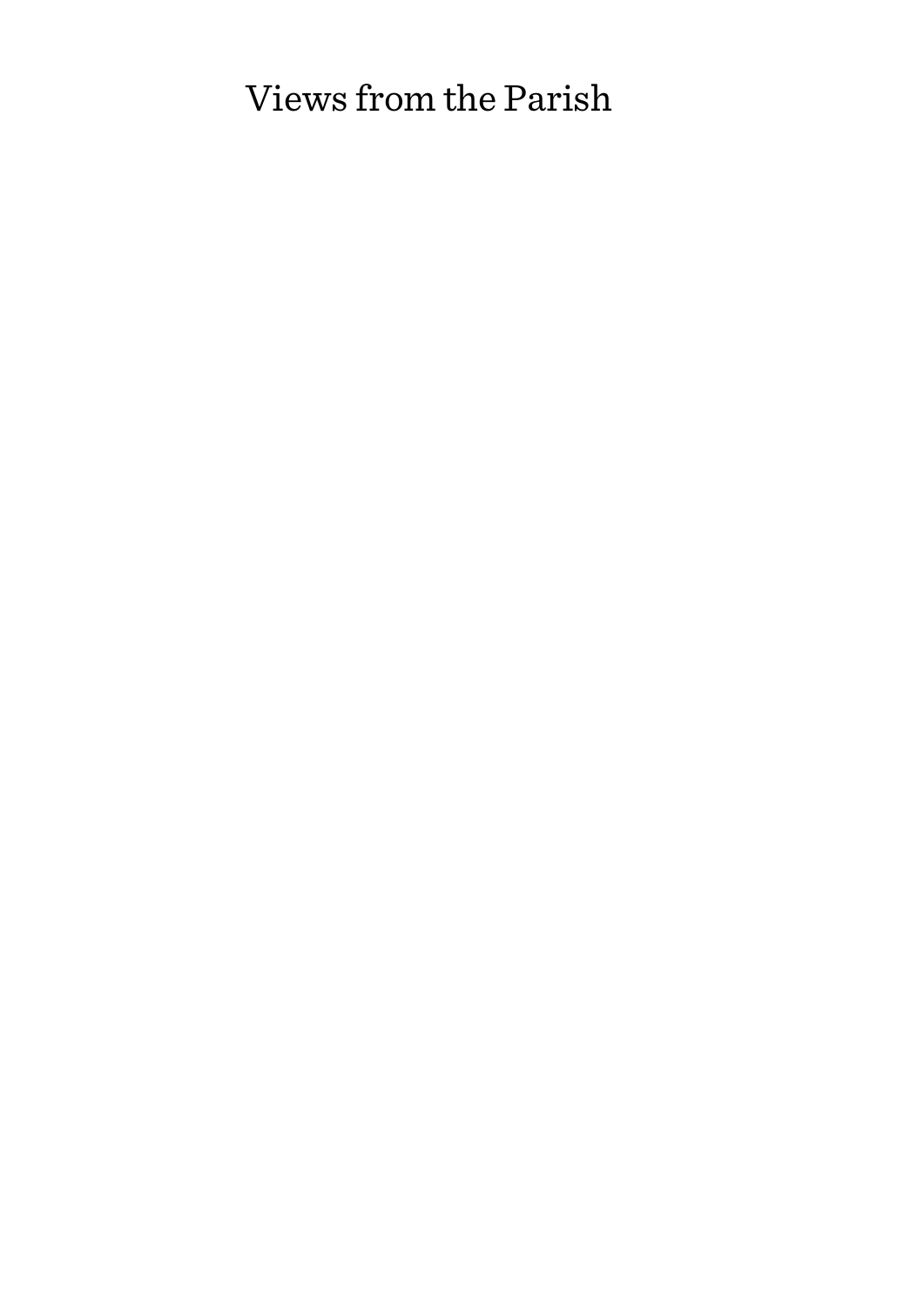# Views from the Parish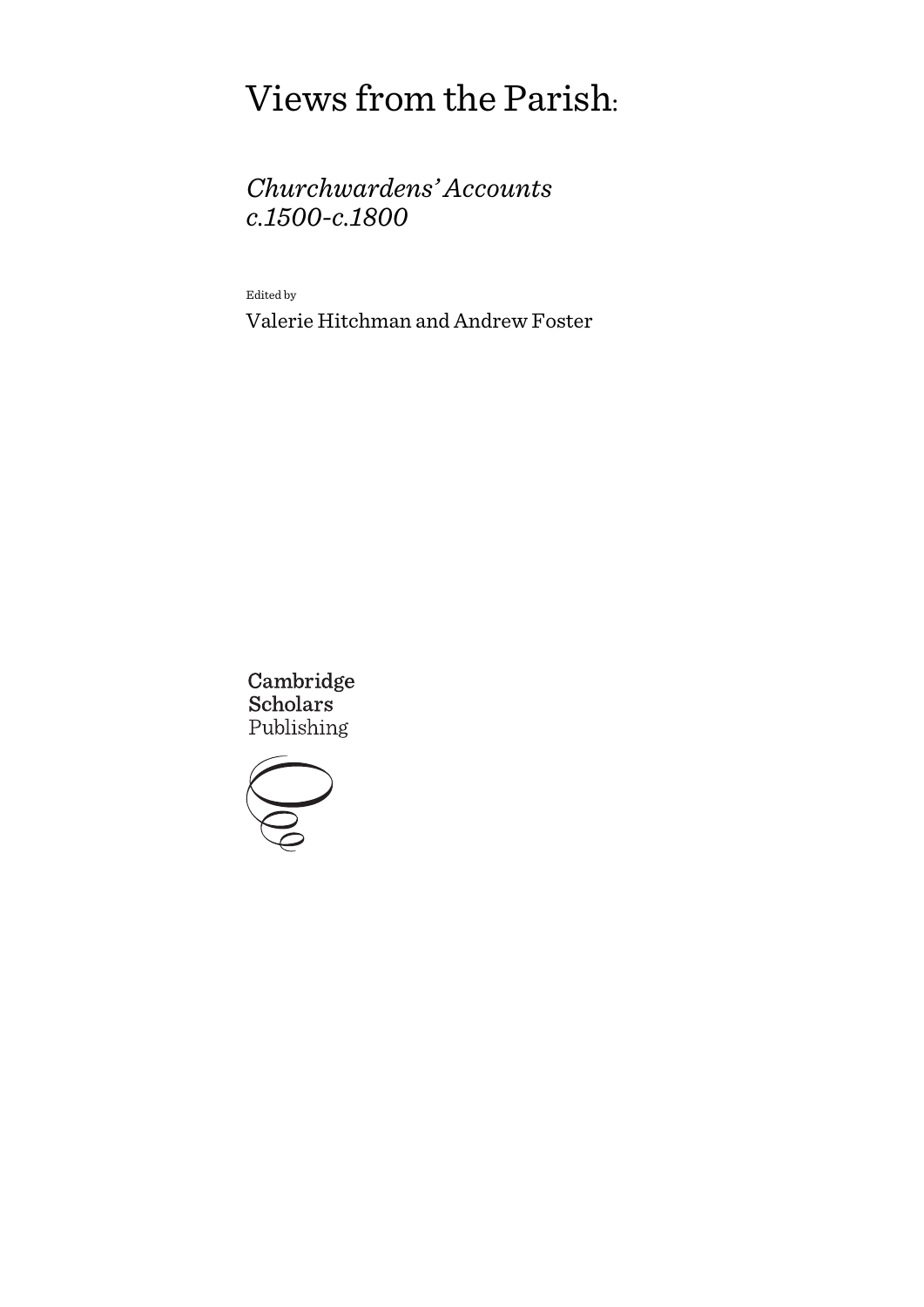# Views from the Parish:

## *Churchwardens' Accounts c.1500-c.1800*

Edited by

Valerie Hitchman and Andrew Foster

Cambridge Scholars Publishing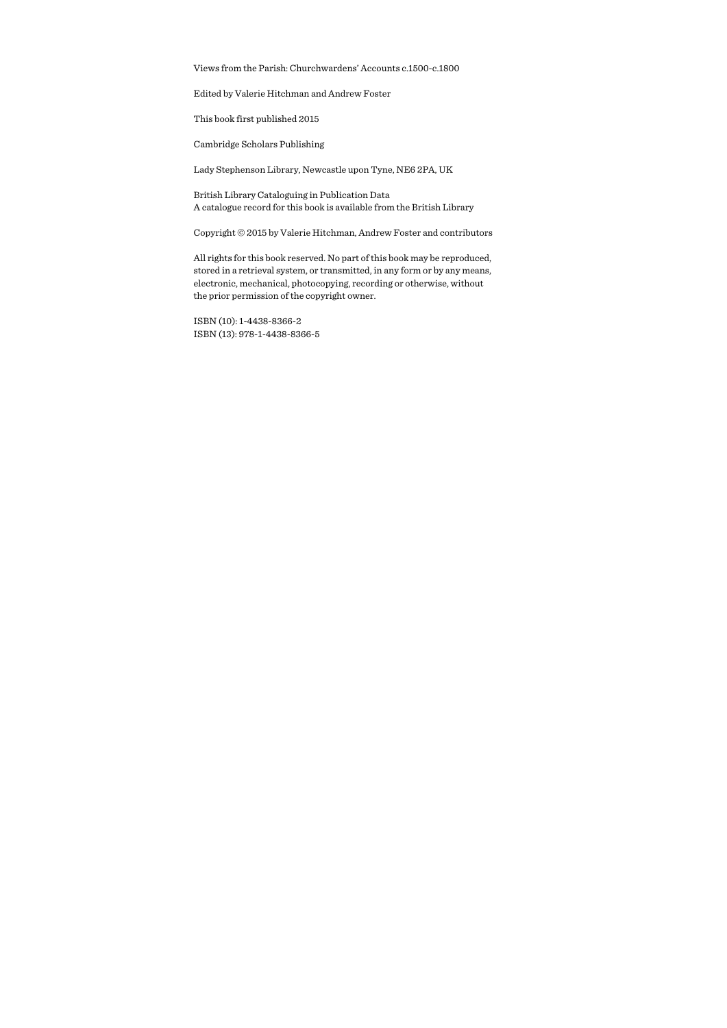Views from the Parish: Churchwardens' Accounts c.1500-c.1800

Edited by Valerie Hitchman and Andrew Foster

This book first published 2015

Cambridge Scholars Publishing

Lady Stephenson Library, Newcastle upon Tyne, NE6 2PA, UK

British Library Cataloguing in Publication Data
A catalogue record for this book is available from the British Library

Copyright © 2015 by Valerie Hitchman, Andrew Foster and contributors

All rights for this book reserved. No part of this book may be reproduced, stored in a retrieval system, or transmitted, in any form or by any means, electronic, mechanical, photocopying, recording or otherwise, without the prior permission of the copyright owner.

ISBN (10): 1-4438-8366-2
ISBN (13): 978-1-4438-8366-5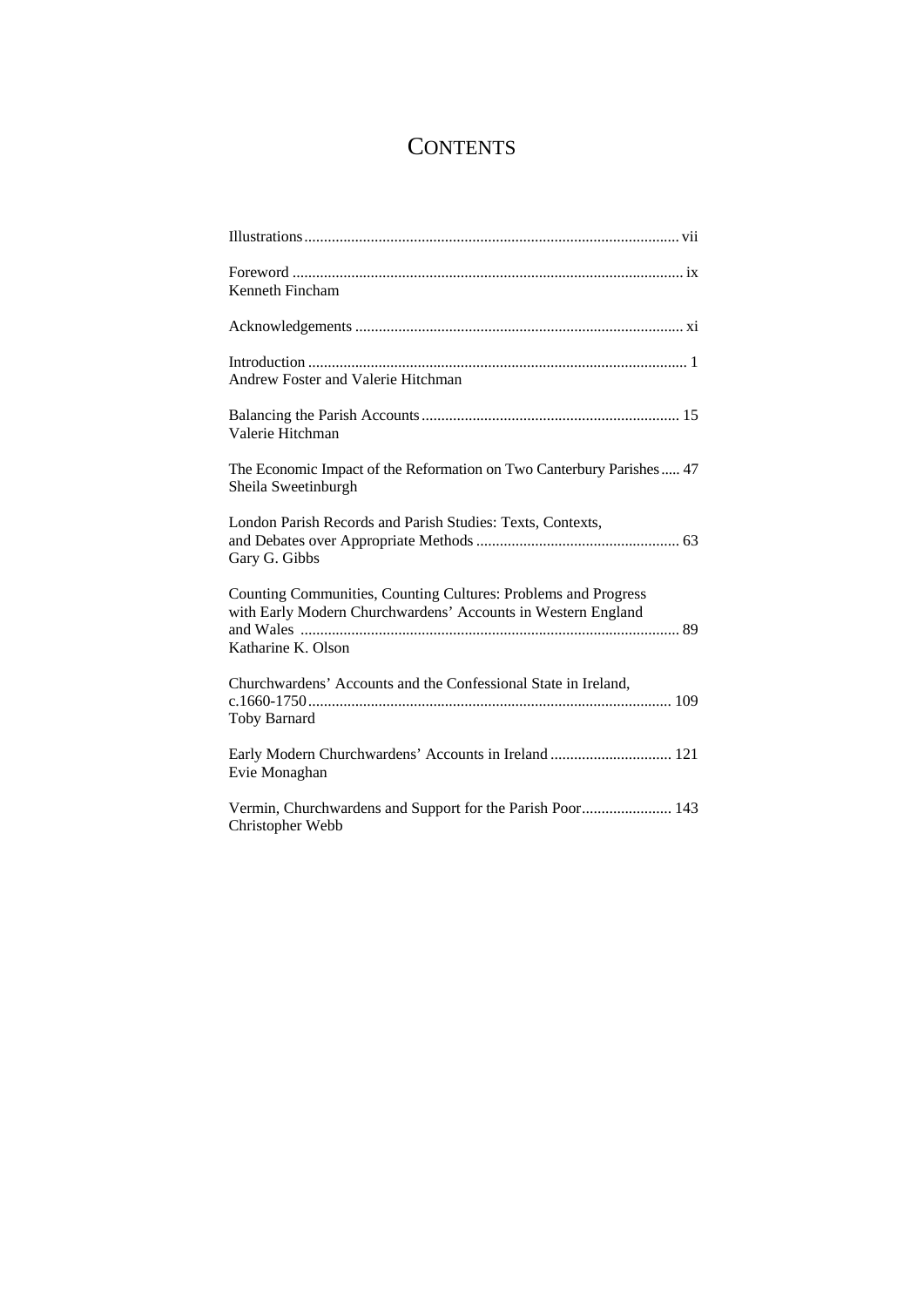# CONTENTS

Illustrations ... vii

Foreword ... ix
Kenneth Fincham

Acknowledgements ... xi

Introduction ... 1
Andrew Foster and Valerie Hitchman

Balancing the Parish Accounts ... 15
Valerie Hitchman

The Economic Impact of the Reformation on Two Canterbury Parishes ... 47
Sheila Sweetinburgh

London Parish Records and Parish Studies: Texts, Contexts, and Debates over Appropriate Methods ... 63
Gary G. Gibbs

Counting Communities, Counting Cultures: Problems and Progress with Early Modern Churchwardens' Accounts in Western England and Wales ... 89
Katharine K. Olson

Churchwardens' Accounts and the Confessional State in Ireland, c.1660-1750 ... 109
Toby Barnard

Early Modern Churchwardens' Accounts in Ireland ... 121
Evie Monaghan

Vermin, Churchwardens and Support for the Parish Poor ... 143
Christopher Webb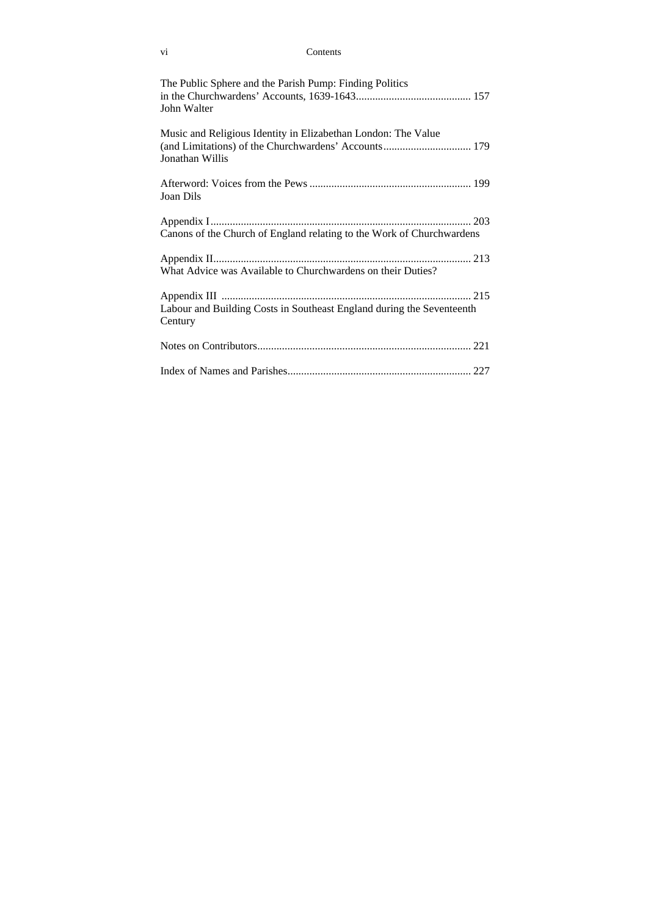The Public Sphere and the Parish Pump: Finding Politics in the Churchwardens' Accounts, 1639-1643 .......................................... 157
John Walter

Music and Religious Identity in Elizabethan London: The Value (and Limitations) of the Churchwardens' Accounts ................................ 179
Jonathan Willis

Afterword: Voices from the Pews ........................................................... 199
Joan Dils

Appendix I .............................................................................................. 203
Canons of the Church of England relating to the Work of Churchwardens

Appendix II ............................................................................................. 213
What Advice was Available to Churchwardens on their Duties?

Appendix III ........................................................................................... 215
Labour and Building Costs in Southeast England during the Seventeenth Century

Notes on Contributors ............................................................................. 221

Index of Names and Parishes ................................................................... 227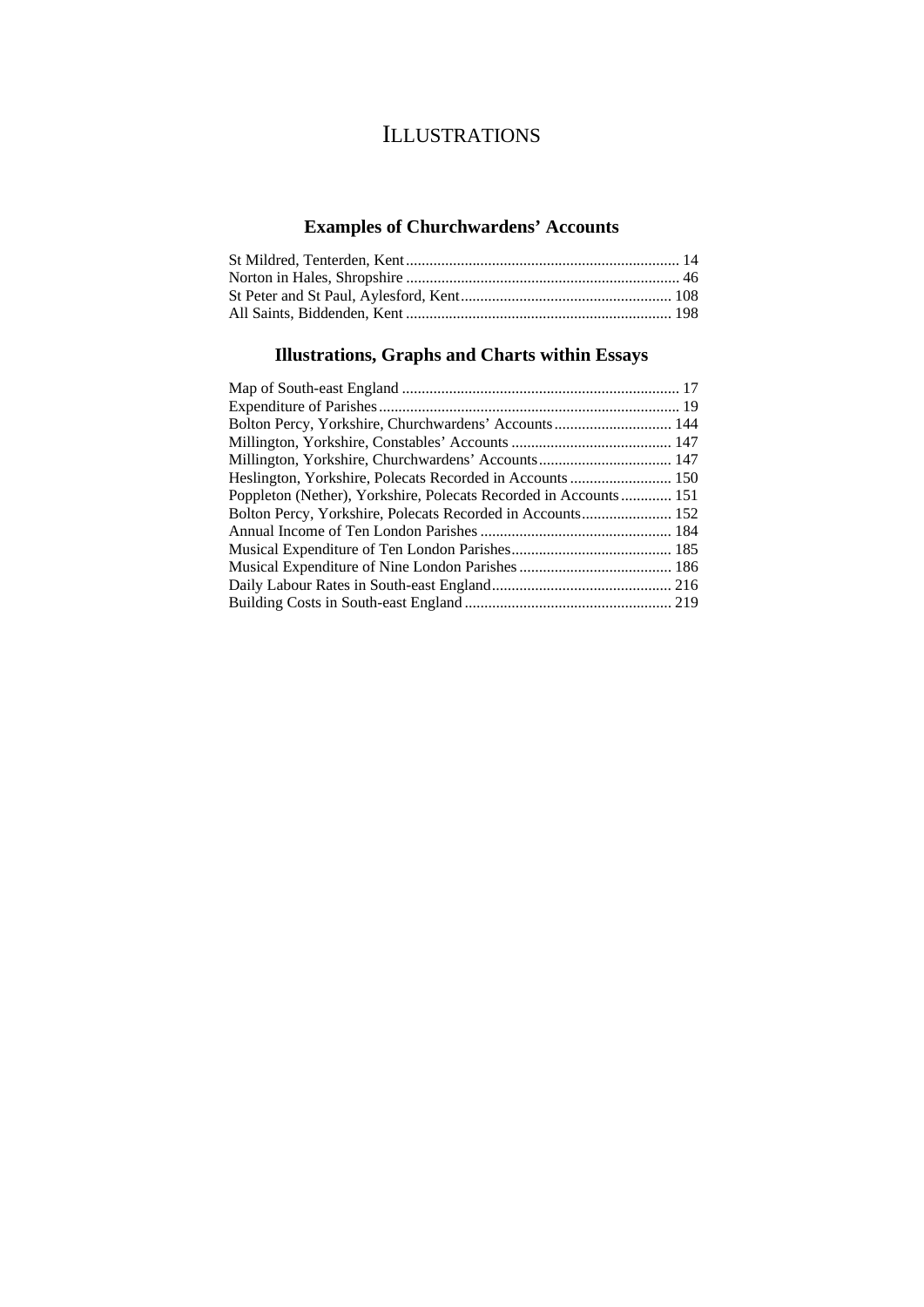# Illustrations

## Examples of Churchwardens' Accounts

St Mildred, Tenterden, Kent ..... 14
Norton in Hales, Shropshire ..... 46
St Peter and St Paul, Aylesford, Kent ..... 108
All Saints, Biddenden, Kent ..... 198

## Illustrations, Graphs and Charts within Essays

Map of South-east England ..... 17
Expenditure of Parishes ..... 19
Bolton Percy, Yorkshire, Churchwardens' Accounts ..... 144
Millington, Yorkshire, Constables' Accounts ..... 147
Millington, Yorkshire, Churchwardens' Accounts ..... 147
Heslington, Yorkshire, Polecats Recorded in Accounts ..... 150
Poppleton (Nether), Yorkshire, Polecats Recorded in Accounts ..... 151
Bolton Percy, Yorkshire, Polecats Recorded in Accounts ..... 152
Annual Income of Ten London Parishes ..... 184
Musical Expenditure of Ten London Parishes ..... 185
Musical Expenditure of Nine London Parishes ..... 186
Daily Labour Rates in South-east England ..... 216
Building Costs in South-east England ..... 219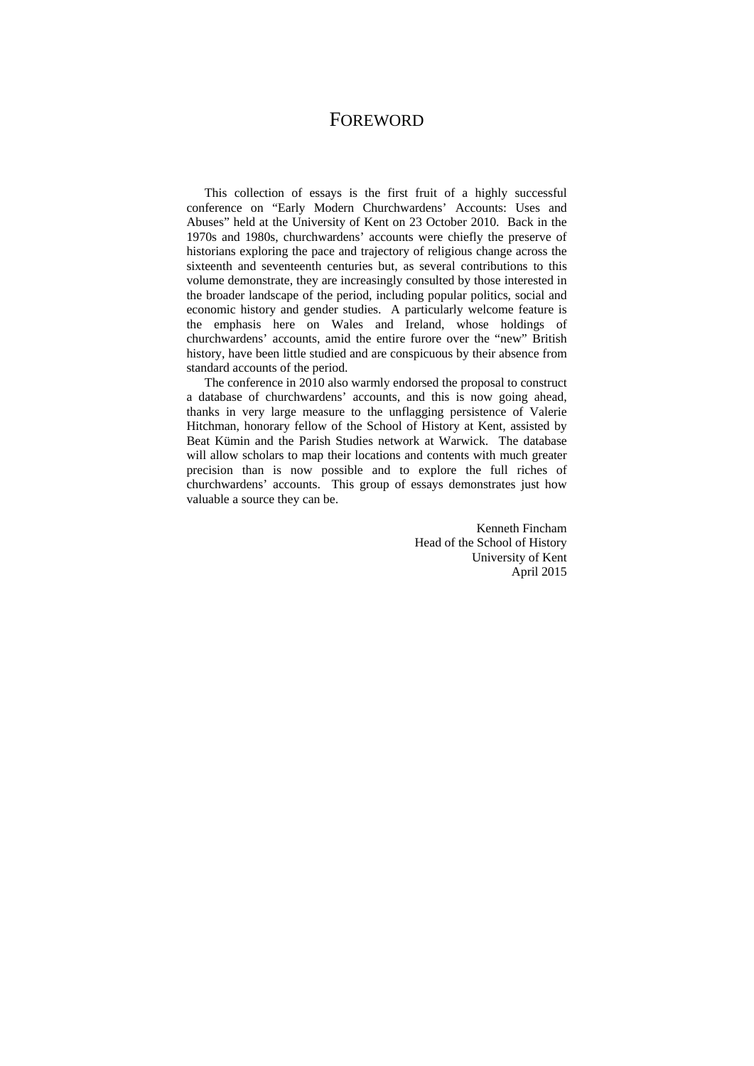# FOREWORD

This collection of essays is the first fruit of a highly successful conference on "Early Modern Churchwardens' Accounts: Uses and Abuses" held at the University of Kent on 23 October 2010. Back in the 1970s and 1980s, churchwardens' accounts were chiefly the preserve of historians exploring the pace and trajectory of religious change across the sixteenth and seventeenth centuries but, as several contributions to this volume demonstrate, they are increasingly consulted by those interested in the broader landscape of the period, including popular politics, social and economic history and gender studies. A particularly welcome feature is the emphasis here on Wales and Ireland, whose holdings of churchwardens' accounts, amid the entire furore over the "new" British history, have been little studied and are conspicuous by their absence from standard accounts of the period.

The conference in 2010 also warmly endorsed the proposal to construct a database of churchwardens' accounts, and this is now going ahead, thanks in very large measure to the unflagging persistence of Valerie Hitchman, honorary fellow of the School of History at Kent, assisted by Beat Kümin and the Parish Studies network at Warwick. The database will allow scholars to map their locations and contents with much greater precision than is now possible and to explore the full riches of churchwardens' accounts. This group of essays demonstrates just how valuable a source they can be.

Kenneth Fincham
Head of the School of History
University of Kent
April 2015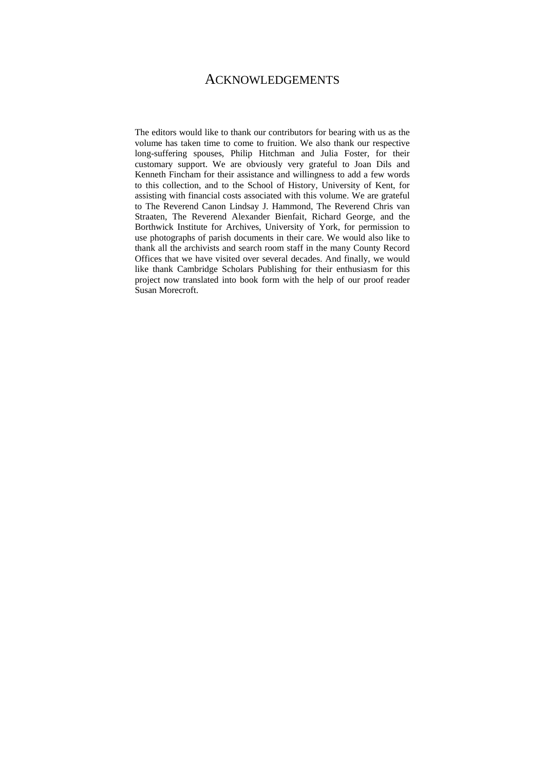# ACKNOWLEDGEMENTS

The editors would like to thank our contributors for bearing with us as the volume has taken time to come to fruition. We also thank our respective long-suffering spouses, Philip Hitchman and Julia Foster, for their customary support. We are obviously very grateful to Joan Dils and Kenneth Fincham for their assistance and willingness to add a few words to this collection, and to the School of History, University of Kent, for assisting with financial costs associated with this volume. We are grateful to The Reverend Canon Lindsay J. Hammond, The Reverend Chris van Straaten, The Reverend Alexander Bienfait, Richard George, and the Borthwick Institute for Archives, University of York, for permission to use photographs of parish documents in their care. We would also like to thank all the archivists and search room staff in the many County Record Offices that we have visited over several decades. And finally, we would like thank Cambridge Scholars Publishing for their enthusiasm for this project now translated into book form with the help of our proof reader Susan Morecroft.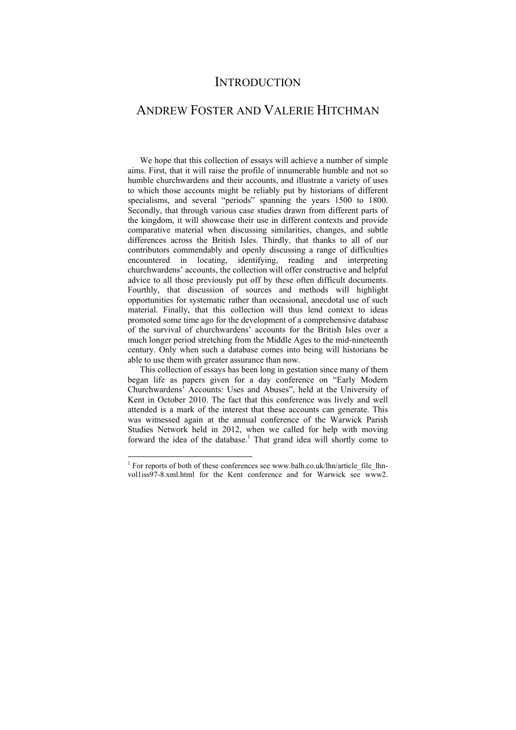# INTRODUCTION

## ANDREW FOSTER AND VALERIE HITCHMAN

We hope that this collection of essays will achieve a number of simple aims. First, that it will raise the profile of innumerable humble and not so humble churchwardens and their accounts, and illustrate a variety of uses to which those accounts might be reliably put by historians of different specialisms, and several "periods" spanning the years 1500 to 1800. Secondly, that through various case studies drawn from different parts of the kingdom, it will showcase their use in different contexts and provide comparative material when discussing similarities, changes, and subtle differences across the British Isles. Thirdly, that thanks to all of our contributors commendably and openly discussing a range of difficulties encountered in locating, identifying, reading and interpreting churchwardens' accounts, the collection will offer constructive and helpful advice to all those previously put off by these often difficult documents. Fourthly, that discussion of sources and methods will highlight opportunities for systematic rather than occasional, anecdotal use of such material. Finally, that this collection will thus lend context to ideas promoted some time ago for the development of a comprehensive database of the survival of churchwardens' accounts for the British Isles over a much longer period stretching from the Middle Ages to the mid-nineteenth century. Only when such a database comes into being will historians be able to use them with greater assurance than now.

This collection of essays has been long in gestation since many of them began life as papers given for a day conference on "Early Modern Churchwardens' Accounts: Uses and Abuses", held at the University of Kent in October 2010. The fact that this conference was lively and well attended is a mark of the interest that these accounts can generate. This was witnessed again at the annual conference of the Warwick Parish Studies Network held in 2012, when we called for help with moving forward the idea of the database.[1] That grand idea will shortly come to

---

[1] For reports of both of these conferences see www.balh.co.uk/lhn/article_file_lhn-vol1iss97-8.xml.html for the Kent conference and for Warwick see www2.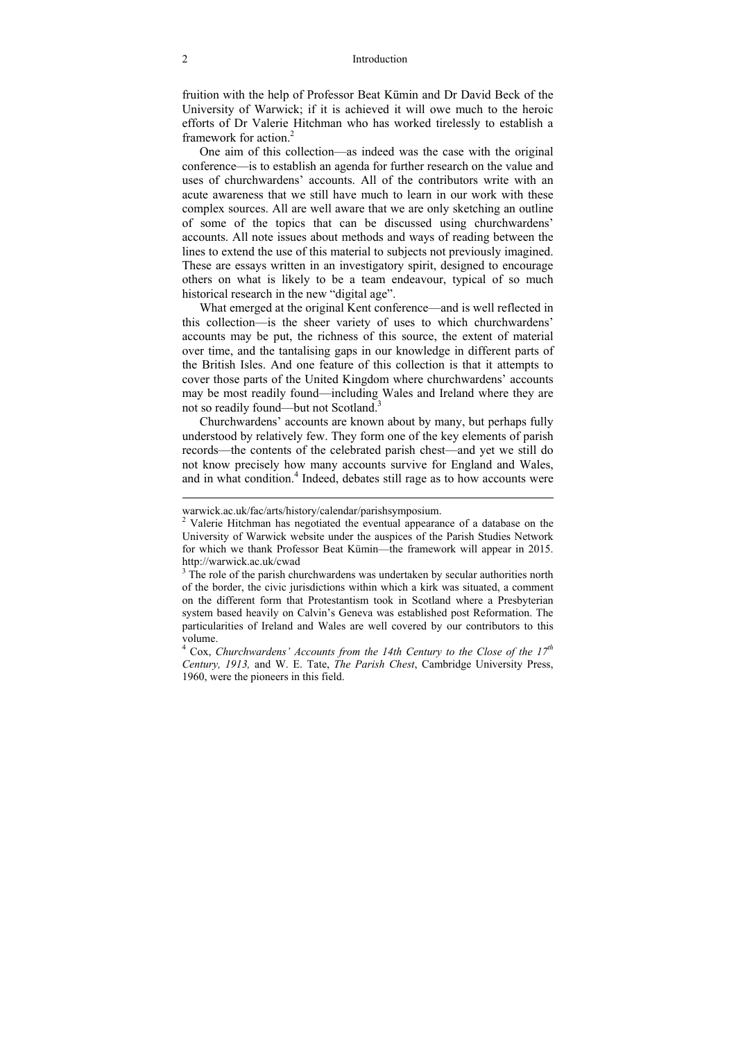fruition with the help of Professor Beat Kümin and Dr David Beck of the University of Warwick; if it is achieved it will owe much to the heroic efforts of Dr Valerie Hitchman who has worked tirelessly to establish a framework for action.[2]

One aim of this collection—as indeed was the case with the original conference—is to establish an agenda for further research on the value and uses of churchwardens' accounts. All of the contributors write with an acute awareness that we still have much to learn in our work with these complex sources. All are well aware that we are only sketching an outline of some of the topics that can be discussed using churchwardens' accounts. All note issues about methods and ways of reading between the lines to extend the use of this material to subjects not previously imagined. These are essays written in an investigatory spirit, designed to encourage others on what is likely to be a team endeavour, typical of so much historical research in the new "digital age".

What emerged at the original Kent conference—and is well reflected in this collection—is the sheer variety of uses to which churchwardens' accounts may be put, the richness of this source, the extent of material over time, and the tantalising gaps in our knowledge in different parts of the British Isles. And one feature of this collection is that it attempts to cover those parts of the United Kingdom where churchwardens' accounts may be most readily found—including Wales and Ireland where they are not so readily found—but not Scotland.[3]

Churchwardens' accounts are known about by many, but perhaps fully understood by relatively few. They form one of the key elements of parish records—the contents of the celebrated parish chest—and yet we still do not know precisely how many accounts survive for England and Wales, and in what condition.[4] Indeed, debates still rage as to how accounts were

---

warwick.ac.uk/fac/arts/history/calendar/parishsymposium.

[2] Valerie Hitchman has negotiated the eventual appearance of a database on the University of Warwick website under the auspices of the Parish Studies Network for which we thank Professor Beat Kümin—the framework will appear in 2015. http://warwick.ac.uk/cwad

[3] The role of the parish churchwardens was undertaken by secular authorities north of the border, the civic jurisdictions within which a kirk was situated, a comment on the different form that Protestantism took in Scotland where a Presbyterian system based heavily on Calvin's Geneva was established post Reformation. The particularities of Ireland and Wales are well covered by our contributors to this volume.

[4] Cox, *Churchwardens' Accounts from the 14th Century to the Close of the 17th Century, 1913,* and W. E. Tate, *The Parish Chest*, Cambridge University Press, 1960, were the pioneers in this field.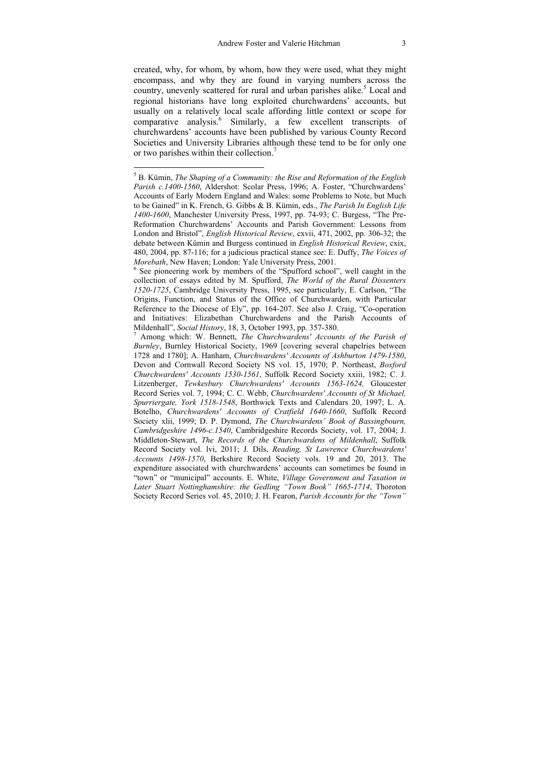created, why, for whom, by whom, how they were used, what they might encompass, and why they are found in varying numbers across the country, unevenly scattered for rural and urban parishes alike.[5] Local and regional historians have long exploited churchwardens' accounts, but usually on a relatively local scale affording little context or scope for comparative analysis.[6] Similarly, a few excellent transcripts of churchwardens' accounts have been published by various County Record Societies and University Libraries although these tend to be for only one or two parishes within their collection.[7]

---

[5] B. Kümin, *The Shaping of a Community: the Rise and Reformation of the English Parish c.1400-1560*, Aldershot: Scolar Press, 1996; A. Foster, "Churchwardens' Accounts of Early Modern England and Wales: some Problems to Note, but Much to be Gained" in K. French, G. Gibbs & B. Kümin, eds., *The Parish In English Life 1400-1600*, Manchester University Press, 1997, pp. 74-93; C. Burgess, "The Pre-Reformation Churchwardens' Accounts and Parish Government: Lessons from London and Bristol", *English Historical Review*, cxvii, 471, 2002, pp. 306-32; the debate between Kümin and Burgess continued in *English Historical Review*, cxix, 480, 2004, pp. 87-116; for a judicious practical stance see: E. Duffy, *The Voices of Morebath*, New Haven; London: Yale University Press, 2001.

[6] See pioneering work by members of the "Spufford school", well caught in the collection of essays edited by M. Spufford, *The World of the Rural Dissenters 1520-1725*, Cambridge University Press, 1995, see particularly, E. Carlson, "The Origins, Function, and Status of the Office of Churchwarden, with Particular Reference to the Diocese of Ely", pp. 164-207. See also J. Craig, "Co-operation and Initiatives: Elizabethan Churchwardens and the Parish Accounts of Mildenhall", *Social History*, 18, 3, October 1993, pp. 357-380.

[7] Among which: W. Bennett, *The Churchwardens' Accounts of the Parish of Burnley*, Burnley Historical Society, 1969 [covering several chapelries between 1728 and 1780]; A. Hanham, *Churchwardens' Accounts of Ashburton 1479-1580*, Devon and Cornwall Record Society NS vol. 15, 1970; P. Northeast, *Boxford Churchwardens' Accounts 1530-1561*, Suffolk Record Society xxiii, 1982; C. J. Litzenberger, *Tewkesbury Churchwardens' Accounts 1563-1624,* Gloucester Record Series vol. 7, 1994; C. C. Webb, *Churchwardens' Accounts of St Michael, Spurriergate, York 1518-1548*, Borthwick Texts and Calendars 20, 1997; L. A. Botelho, *Churchwardens' Accounts of Cratfield 1640-1660*, Suffolk Record Society xlii, 1999; D. P. Dymond, *The Churchwardens' Book of Bassingbourn, Cambridgeshire 1496-c.1540*, Cambridgeshire Records Society, vol. 17, 2004; J. Middleton-Stewart, *The Records of the Churchwardens of Mildenhall*, Suffolk Record Society vol. lvi, 2011; J. Dils, *Reading, St Lawrence Churchwardens' Accounts 1498-1570*, Berkshire Record Society vols. 19 and 20, 2013. The expenditure associated with churchwardens' accounts can sometimes be found in "town" or "municipal" accounts. E. White, *Village Government and Taxation in Later Stuart Nottinghamshire: the Gedling "Town Book" 1665-1714*, Thoroton Society Record Series vol. 45, 2010; J. H. Fearon, *Parish Accounts for the "Town"*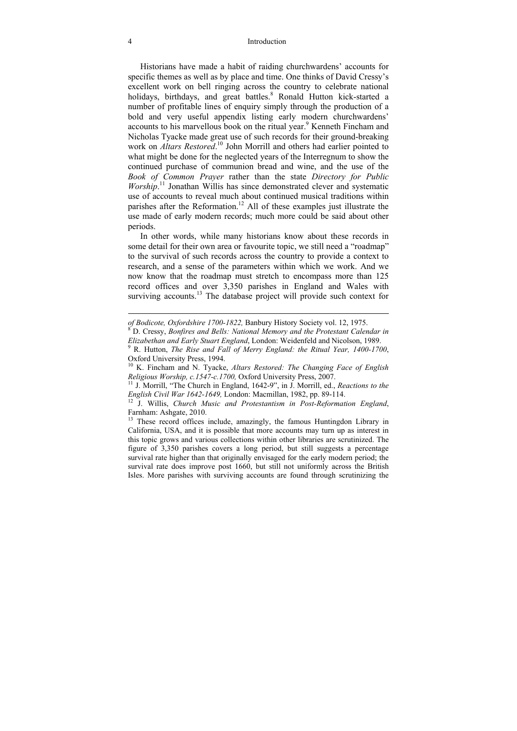Historians have made a habit of raiding churchwardens' accounts for specific themes as well as by place and time. One thinks of David Cressy's excellent work on bell ringing across the country to celebrate national holidays, birthdays, and great battles.[8] Ronald Hutton kick-started a number of profitable lines of enquiry simply through the production of a bold and very useful appendix listing early modern churchwardens' accounts to his marvellous book on the ritual year.[9] Kenneth Fincham and Nicholas Tyacke made great use of such records for their ground-breaking work on *Altars Restored*.[10] John Morrill and others had earlier pointed to what might be done for the neglected years of the Interregnum to show the continued purchase of communion bread and wine, and the use of the *Book of Common Prayer* rather than the state *Directory for Public Worship*.[11] Jonathan Willis has since demonstrated clever and systematic use of accounts to reveal much about continued musical traditions within parishes after the Reformation.[12] All of these examples just illustrate the use made of early modern records; much more could be said about other periods.

In other words, while many historians know about these records in some detail for their own area or favourite topic, we still need a "roadmap" to the survival of such records across the country to provide a context to research, and a sense of the parameters within which we work. And we now know that the roadmap must stretch to encompass more than 125 record offices and over 3,350 parishes in England and Wales with surviving accounts.[13] The database project will provide such context for

---

*of Bodicote, Oxfordshire 1700-1822,* Banbury History Society vol. 12, 1975.

[8] D. Cressy, *Bonfires and Bells: National Memory and the Protestant Calendar in Elizabethan and Early Stuart England*, London: Weidenfeld and Nicolson, 1989.

[9] R. Hutton, *The Rise and Fall of Merry England: the Ritual Year, 1400-1700*, Oxford University Press, 1994.

[10] K. Fincham and N. Tyacke, *Altars Restored: The Changing Face of English Religious Worship, c.1547-c.1700,* Oxford University Press, 2007.

[11] J. Morrill, "The Church in England, 1642-9", in J. Morrill, ed., *Reactions to the English Civil War 1642-1649,* London: Macmillan, 1982, pp. 89-114.

[12] J. Willis, *Church Music and Protestantism in Post-Reformation England*, Farnham: Ashgate, 2010.

[13] These record offices include, amazingly, the famous Huntingdon Library in California, USA, and it is possible that more accounts may turn up as interest in this topic grows and various collections within other libraries are scrutinized. The figure of 3,350 parishes covers a long period, but still suggests a percentage survival rate higher than that originally envisaged for the early modern period; the survival rate does improve post 1660, but still not uniformly across the British Isles. More parishes with surviving accounts are found through scrutinizing the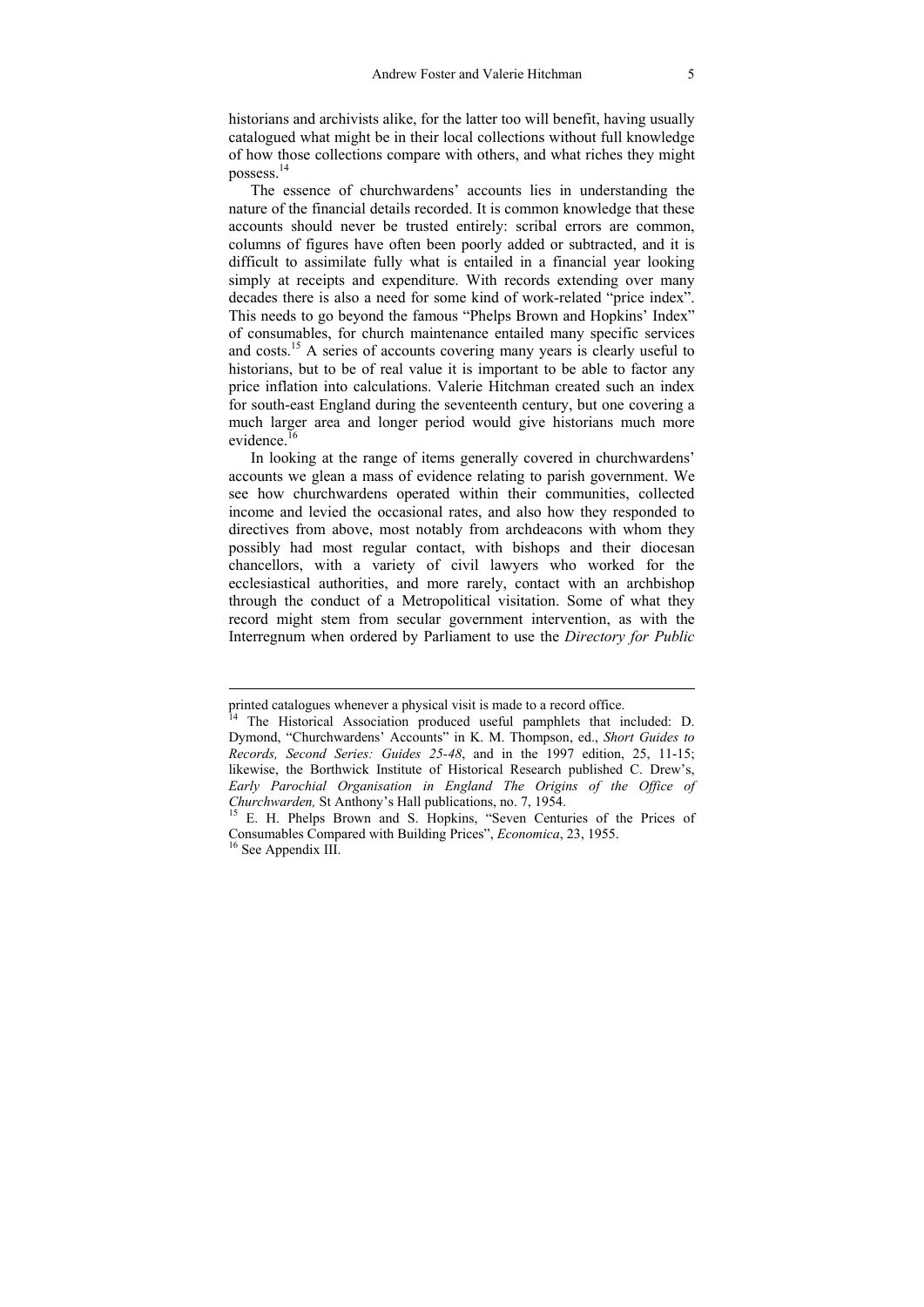historians and archivists alike, for the latter too will benefit, having usually catalogued what might be in their local collections without full knowledge of how those collections compare with others, and what riches they might possess.[14]

The essence of churchwardens' accounts lies in understanding the nature of the financial details recorded. It is common knowledge that these accounts should never be trusted entirely: scribal errors are common, columns of figures have often been poorly added or subtracted, and it is difficult to assimilate fully what is entailed in a financial year looking simply at receipts and expenditure. With records extending over many decades there is also a need for some kind of work-related "price index". This needs to go beyond the famous "Phelps Brown and Hopkins' Index" of consumables, for church maintenance entailed many specific services and costs.[15] A series of accounts covering many years is clearly useful to historians, but to be of real value it is important to be able to factor any price inflation into calculations. Valerie Hitchman created such an index for south-east England during the seventeenth century, but one covering a much larger area and longer period would give historians much more evidence.[16]

In looking at the range of items generally covered in churchwardens' accounts we glean a mass of evidence relating to parish government. We see how churchwardens operated within their communities, collected income and levied the occasional rates, and also how they responded to directives from above, most notably from archdeacons with whom they possibly had most regular contact, with bishops and their diocesan chancellors, with a variety of civil lawyers who worked for the ecclesiastical authorities, and more rarely, contact with an archbishop through the conduct of a Metropolitical visitation. Some of what they record might stem from secular government intervention, as with the Interregnum when ordered by Parliament to use the *Directory for Public*

---

printed catalogues whenever a physical visit is made to a record office.

[14] The Historical Association produced useful pamphlets that included: D. Dymond, "Churchwardens' Accounts" in K. M. Thompson, ed., *Short Guides to Records, Second Series: Guides 25-48*, and in the 1997 edition, 25, 11-15; likewise, the Borthwick Institute of Historical Research published C. Drew's, *Early Parochial Organisation in England The Origins of the Office of Churchwarden,* St Anthony's Hall publications, no. 7, 1954.

[15] E. H. Phelps Brown and S. Hopkins, "Seven Centuries of the Prices of Consumables Compared with Building Prices", *Economica*, 23, 1955.

[16] See Appendix III.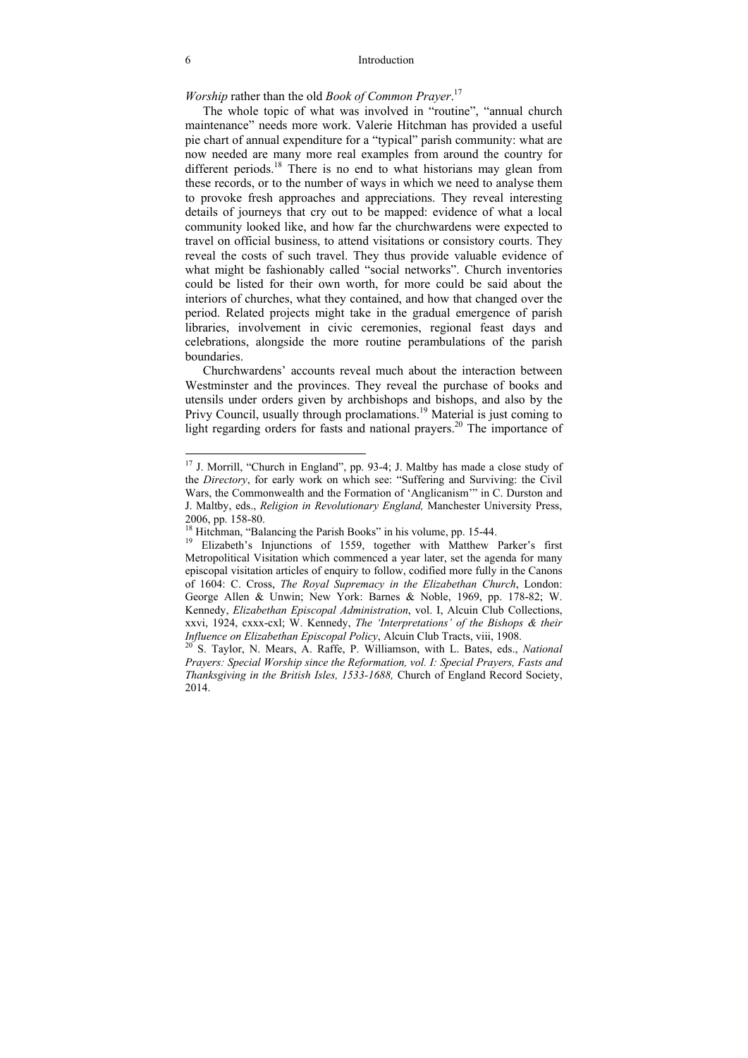*Worship* rather than the old *Book of Common Prayer*.[17]

The whole topic of what was involved in "routine", "annual church maintenance" needs more work. Valerie Hitchman has provided a useful pie chart of annual expenditure for a "typical" parish community: what are now needed are many more real examples from around the country for different periods.[18] There is no end to what historians may glean from these records, or to the number of ways in which we need to analyse them to provoke fresh approaches and appreciations. They reveal interesting details of journeys that cry out to be mapped: evidence of what a local community looked like, and how far the churchwardens were expected to travel on official business, to attend visitations or consistory courts. They reveal the costs of such travel. They thus provide valuable evidence of what might be fashionably called "social networks". Church inventories could be listed for their own worth, for more could be said about the interiors of churches, what they contained, and how that changed over the period. Related projects might take in the gradual emergence of parish libraries, involvement in civic ceremonies, regional feast days and celebrations, alongside the more routine perambulations of the parish boundaries.

Churchwardens' accounts reveal much about the interaction between Westminster and the provinces. They reveal the purchase of books and utensils under orders given by archbishops and bishops, and also by the Privy Council, usually through proclamations.[19] Material is just coming to light regarding orders for fasts and national prayers.[20] The importance of

---

[17] J. Morrill, "Church in England", pp. 93-4; J. Maltby has made a close study of the *Directory*, for early work on which see: "Suffering and Surviving: the Civil Wars, the Commonwealth and the Formation of 'Anglicanism'" in C. Durston and J. Maltby, eds., *Religion in Revolutionary England,* Manchester University Press, 2006, pp. 158-80.

[18] Hitchman, "Balancing the Parish Books" in his volume, pp. 15-44.

[19] Elizabeth's Injunctions of 1559, together with Matthew Parker's first Metropolitical Visitation which commenced a year later, set the agenda for many episcopal visitation articles of enquiry to follow, codified more fully in the Canons of 1604: C. Cross, *The Royal Supremacy in the Elizabethan Church*, London: George Allen & Unwin; New York: Barnes & Noble, 1969, pp. 178-82; W. Kennedy, *Elizabethan Episcopal Administration*, vol. I, Alcuin Club Collections, xxvi, 1924, cxxx-cxl; W. Kennedy, *The 'Interpretations' of the Bishops & their Influence on Elizabethan Episcopal Policy*, Alcuin Club Tracts, viii, 1908.

[20] S. Taylor, N. Mears, A. Raffe, P. Williamson, with L. Bates, eds., *National Prayers: Special Worship since the Reformation, vol. I: Special Prayers, Fasts and Thanksgiving in the British Isles, 1533-1688,* Church of England Record Society, 2014.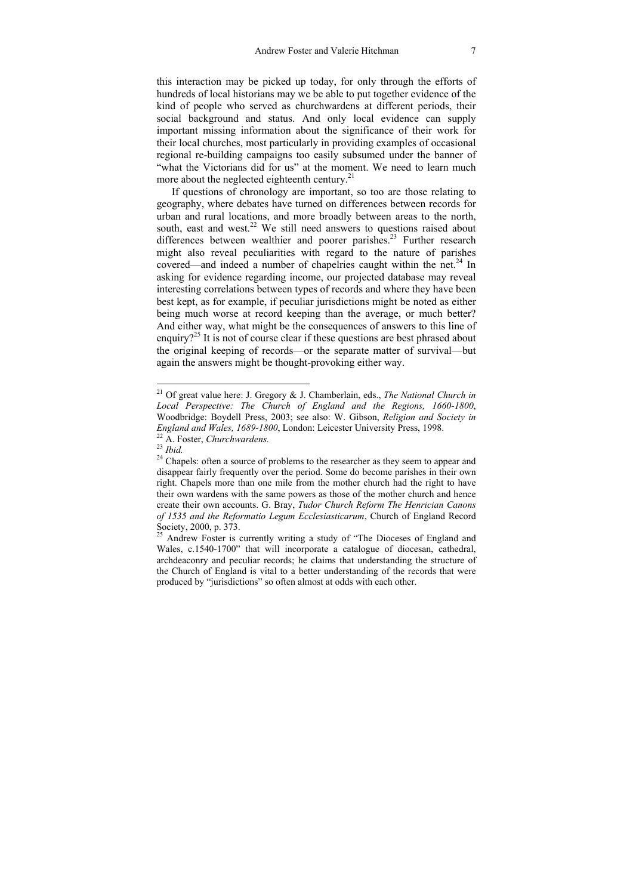this interaction may be picked up today, for only through the efforts of hundreds of local historians may we be able to put together evidence of the kind of people who served as churchwardens at different periods, their social background and status. And only local evidence can supply important missing information about the significance of their work for their local churches, most particularly in providing examples of occasional regional re-building campaigns too easily subsumed under the banner of "what the Victorians did for us" at the moment. We need to learn much more about the neglected eighteenth century.[21]

If questions of chronology are important, so too are those relating to geography, where debates have turned on differences between records for urban and rural locations, and more broadly between areas to the north, south, east and west.[22] We still need answers to questions raised about differences between wealthier and poorer parishes.[23] Further research might also reveal peculiarities with regard to the nature of parishes covered—and indeed a number of chapelries caught within the net.[24] In asking for evidence regarding income, our projected database may reveal interesting correlations between types of records and where they have been best kept, as for example, if peculiar jurisdictions might be noted as either being much worse at record keeping than the average, or much better? And either way, what might be the consequences of answers to this line of enquiry?[25] It is not of course clear if these questions are best phrased about the original keeping of records—or the separate matter of survival—but again the answers might be thought-provoking either way.

---

[21] Of great value here: J. Gregory & J. Chamberlain, eds., *The National Church in Local Perspective: The Church of England and the Regions, 1660-1800*, Woodbridge: Boydell Press, 2003; see also: W. Gibson, *Religion and Society in England and Wales, 1689-1800*, London: Leicester University Press, 1998.

[22] A. Foster, *Churchwardens.*

[23] *Ibid.*

[24] Chapels: often a source of problems to the researcher as they seem to appear and disappear fairly frequently over the period. Some do become parishes in their own right. Chapels more than one mile from the mother church had the right to have their own wardens with the same powers as those of the mother church and hence create their own accounts. G. Bray, *Tudor Church Reform The Henrician Canons of 1535 and the Reformatio Legum Ecclesiasticarum*, Church of England Record Society, 2000, p. 373.

[25] Andrew Foster is currently writing a study of "The Dioceses of England and Wales, c.1540-1700" that will incorporate a catalogue of diocesan, cathedral, archdeaconry and peculiar records; he claims that understanding the structure of the Church of England is vital to a better understanding of the records that were produced by "jurisdictions" so often almost at odds with each other.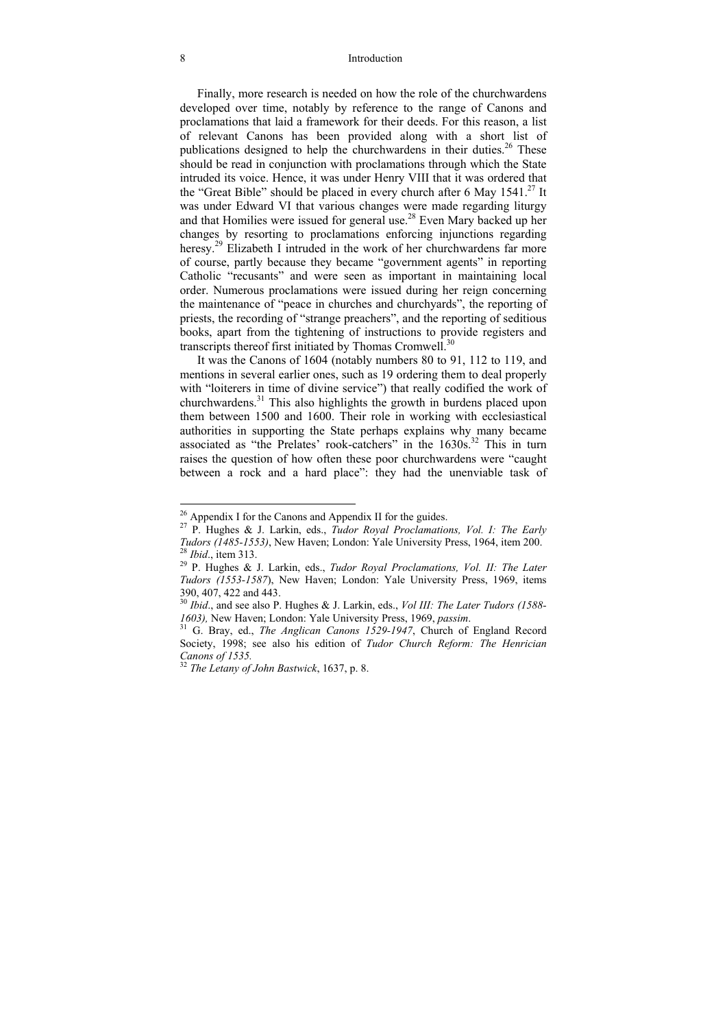Finally, more research is needed on how the role of the churchwardens developed over time, notably by reference to the range of Canons and proclamations that laid a framework for their deeds. For this reason, a list of relevant Canons has been provided along with a short list of publications designed to help the churchwardens in their duties.[26] These should be read in conjunction with proclamations through which the State intruded its voice. Hence, it was under Henry VIII that it was ordered that the "Great Bible" should be placed in every church after 6 May 1541.[27] It was under Edward VI that various changes were made regarding liturgy and that Homilies were issued for general use.[28] Even Mary backed up her changes by resorting to proclamations enforcing injunctions regarding heresy.[29] Elizabeth I intruded in the work of her churchwardens far more of course, partly because they became "government agents" in reporting Catholic "recusants" and were seen as important in maintaining local order. Numerous proclamations were issued during her reign concerning the maintenance of "peace in churches and churchyards", the reporting of priests, the recording of "strange preachers", and the reporting of seditious books, apart from the tightening of instructions to provide registers and transcripts thereof first initiated by Thomas Cromwell.[30]

It was the Canons of 1604 (notably numbers 80 to 91, 112 to 119, and mentions in several earlier ones, such as 19 ordering them to deal properly with "loiterers in time of divine service") that really codified the work of churchwardens.[31] This also highlights the growth in burdens placed upon them between 1500 and 1600. Their role in working with ecclesiastical authorities in supporting the State perhaps explains why many became associated as "the Prelates' rook-catchers" in the 1630s.[32] This in turn raises the question of how often these poor churchwardens were "caught between a rock and a hard place": they had the unenviable task of

---

[26] Appendix I for the Canons and Appendix II for the guides.

[27] P. Hughes & J. Larkin, eds., *Tudor Royal Proclamations, Vol. I: The Early Tudors (1485-1553)*, New Haven; London: Yale University Press, 1964, item 200.

[28] *Ibid*., item 313.

[29] P. Hughes & J. Larkin, eds., *Tudor Royal Proclamations, Vol. II: The Later Tudors (1553-1587*), New Haven; London: Yale University Press, 1969, items 390, 407, 422 and 443.

[30] *Ibid*., and see also P. Hughes & J. Larkin, eds., *Vol III: The Later Tudors (1588-1603),* New Haven; London: Yale University Press, 1969, *passim*.

[31] G. Bray, ed., *The Anglican Canons 1529-1947*, Church of England Record Society, 1998; see also his edition of *Tudor Church Reform: The Henrician Canons of 1535.*

[32] *The Letany of John Bastwick*, 1637, p. 8.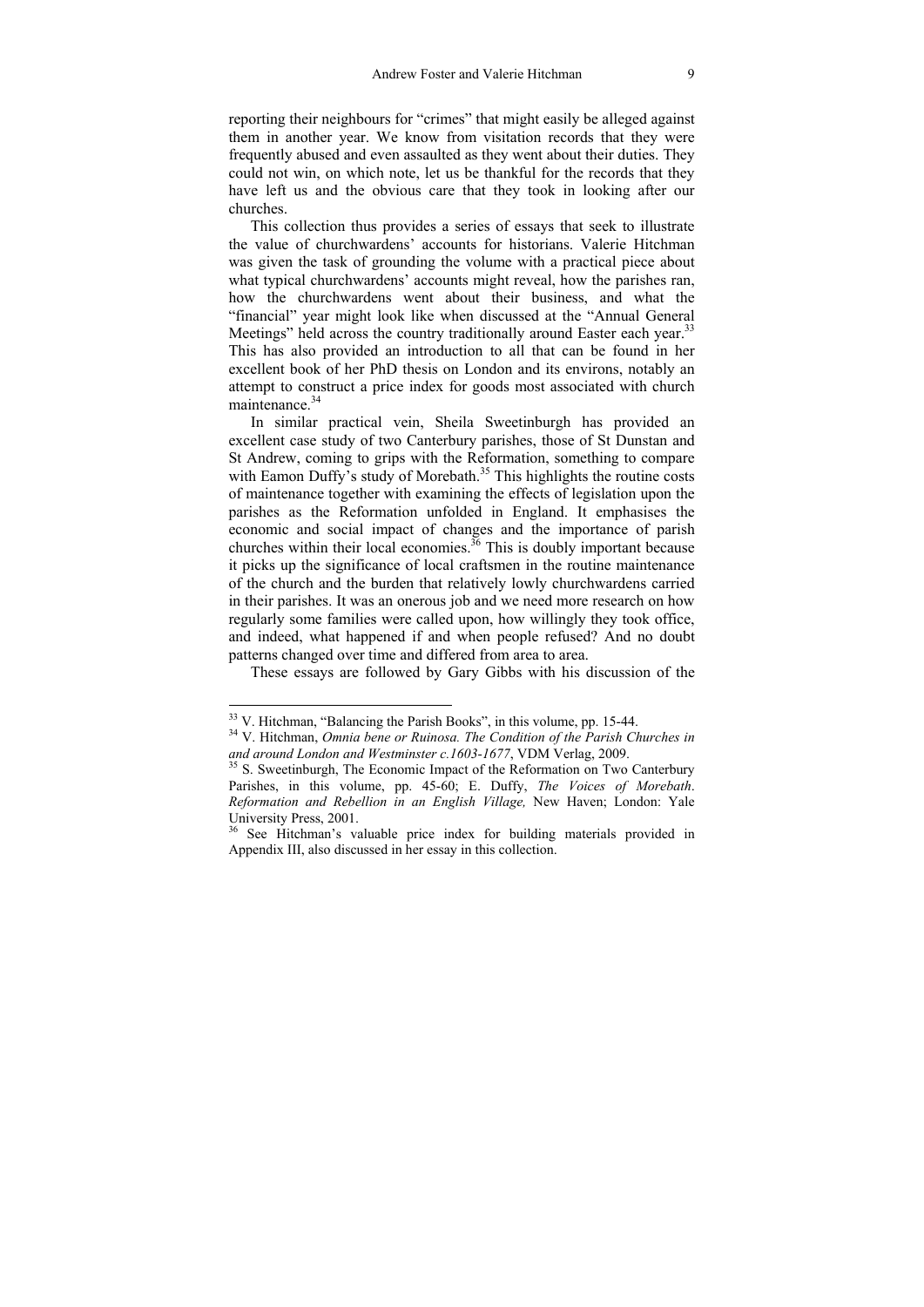reporting their neighbours for "crimes" that might easily be alleged against them in another year. We know from visitation records that they were frequently abused and even assaulted as they went about their duties. They could not win, on which note, let us be thankful for the records that they have left us and the obvious care that they took in looking after our churches.

This collection thus provides a series of essays that seek to illustrate the value of churchwardens' accounts for historians. Valerie Hitchman was given the task of grounding the volume with a practical piece about what typical churchwardens' accounts might reveal, how the parishes ran, how the churchwardens went about their business, and what the "financial" year might look like when discussed at the "Annual General Meetings" held across the country traditionally around Easter each year.[33] This has also provided an introduction to all that can be found in her excellent book of her PhD thesis on London and its environs, notably an attempt to construct a price index for goods most associated with church maintenance.[34]

In similar practical vein, Sheila Sweetinburgh has provided an excellent case study of two Canterbury parishes, those of St Dunstan and St Andrew, coming to grips with the Reformation, something to compare with Eamon Duffy's study of Morebath.[35] This highlights the routine costs of maintenance together with examining the effects of legislation upon the parishes as the Reformation unfolded in England. It emphasises the economic and social impact of changes and the importance of parish churches within their local economies.[36] This is doubly important because it picks up the significance of local craftsmen in the routine maintenance of the church and the burden that relatively lowly churchwardens carried in their parishes. It was an onerous job and we need more research on how regularly some families were called upon, how willingly they took office, and indeed, what happened if and when people refused? And no doubt patterns changed over time and differed from area to area.

These essays are followed by Gary Gibbs with his discussion of the

---

[33] V. Hitchman, "Balancing the Parish Books", in this volume, pp. 15-44.

[34] V. Hitchman, *Omnia bene or Ruinosa. The Condition of the Parish Churches in and around London and Westminster c.1603-1677*, VDM Verlag, 2009.

[35] S. Sweetinburgh, The Economic Impact of the Reformation on Two Canterbury Parishes, in this volume, pp. 45-60; E. Duffy, *The Voices of Morebath*. *Reformation and Rebellion in an English Village,* New Haven; London: Yale University Press, 2001.

[36] See Hitchman's valuable price index for building materials provided in Appendix III, also discussed in her essay in this collection.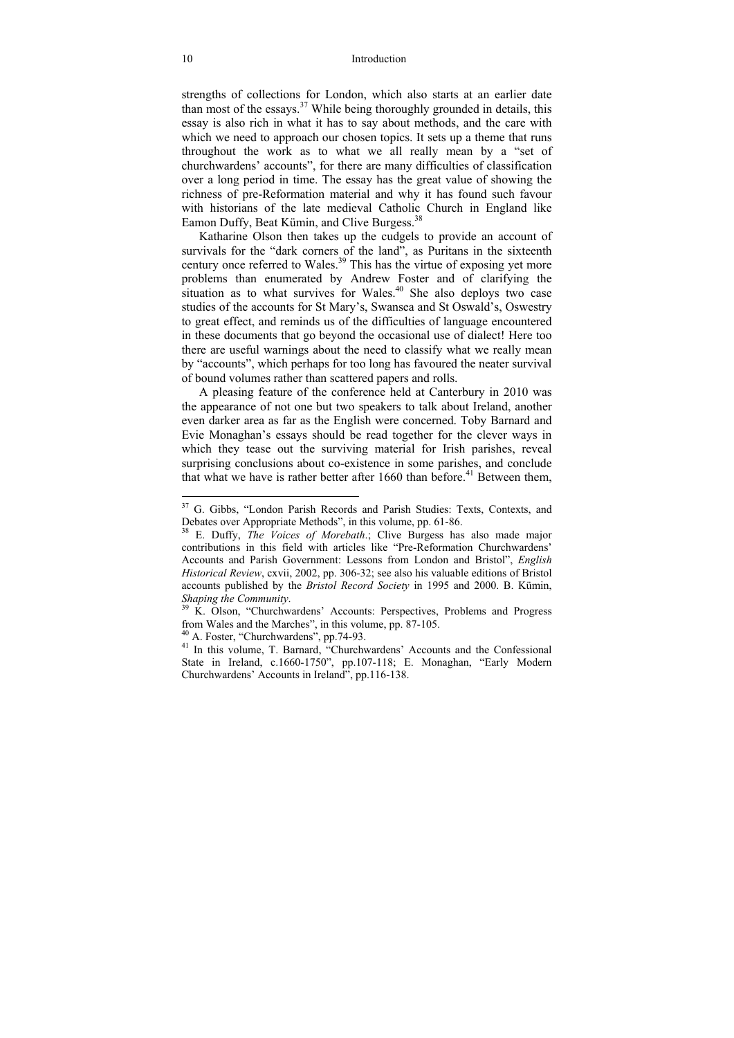strengths of collections for London, which also starts at an earlier date than most of the essays.[37] While being thoroughly grounded in details, this essay is also rich in what it has to say about methods, and the care with which we need to approach our chosen topics. It sets up a theme that runs throughout the work as to what we all really mean by a "set of churchwardens' accounts", for there are many difficulties of classification over a long period in time. The essay has the great value of showing the richness of pre-Reformation material and why it has found such favour with historians of the late medieval Catholic Church in England like Eamon Duffy, Beat Kümin, and Clive Burgess.[38]

Katharine Olson then takes up the cudgels to provide an account of survivals for the "dark corners of the land", as Puritans in the sixteenth century once referred to Wales.[39] This has the virtue of exposing yet more problems than enumerated by Andrew Foster and of clarifying the situation as to what survives for Wales.[40] She also deploys two case studies of the accounts for St Mary's, Swansea and St Oswald's, Oswestry to great effect, and reminds us of the difficulties of language encountered in these documents that go beyond the occasional use of dialect! Here too there are useful warnings about the need to classify what we really mean by "accounts", which perhaps for too long has favoured the neater survival of bound volumes rather than scattered papers and rolls.

A pleasing feature of the conference held at Canterbury in 2010 was the appearance of not one but two speakers to talk about Ireland, another even darker area as far as the English were concerned. Toby Barnard and Evie Monaghan's essays should be read together for the clever ways in which they tease out the surviving material for Irish parishes, reveal surprising conclusions about co-existence in some parishes, and conclude that what we have is rather better after 1660 than before.[41] Between them,

---

[37] G. Gibbs, "London Parish Records and Parish Studies: Texts, Contexts, and Debates over Appropriate Methods", in this volume, pp. 61-86.

[38] E. Duffy, *The Voices of Morebath*.; Clive Burgess has also made major contributions in this field with articles like "Pre-Reformation Churchwardens' Accounts and Parish Government: Lessons from London and Bristol", *English Historical Review*, cxvii, 2002, pp. 306-32; see also his valuable editions of Bristol accounts published by the *Bristol Record Society* in 1995 and 2000. B. Kümin, *Shaping the Community*.

[39] K. Olson, "Churchwardens' Accounts: Perspectives, Problems and Progress from Wales and the Marches", in this volume, pp. 87-105.

[40] A. Foster, "Churchwardens", pp.74-93.

[41] In this volume, T. Barnard, "Churchwardens' Accounts and the Confessional State in Ireland, c.1660-1750", pp.107-118; E. Monaghan, "Early Modern Churchwardens' Accounts in Ireland", pp.116-138.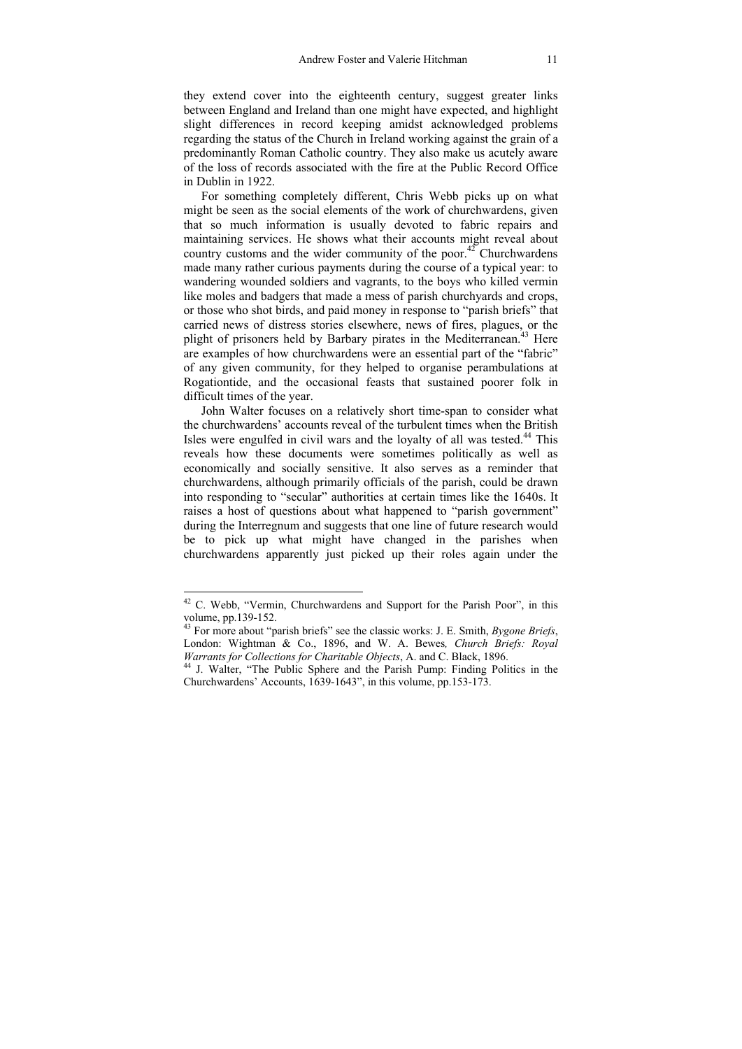they extend cover into the eighteenth century, suggest greater links between England and Ireland than one might have expected, and highlight slight differences in record keeping amidst acknowledged problems regarding the status of the Church in Ireland working against the grain of a predominantly Roman Catholic country. They also make us acutely aware of the loss of records associated with the fire at the Public Record Office in Dublin in 1922.

For something completely different, Chris Webb picks up on what might be seen as the social elements of the work of churchwardens, given that so much information is usually devoted to fabric repairs and maintaining services. He shows what their accounts might reveal about country customs and the wider community of the poor.[42] Churchwardens made many rather curious payments during the course of a typical year: to wandering wounded soldiers and vagrants, to the boys who killed vermin like moles and badgers that made a mess of parish churchyards and crops, or those who shot birds, and paid money in response to "parish briefs" that carried news of distress stories elsewhere, news of fires, plagues, or the plight of prisoners held by Barbary pirates in the Mediterranean.[43] Here are examples of how churchwardens were an essential part of the "fabric" of any given community, for they helped to organise perambulations at Rogationtide, and the occasional feasts that sustained poorer folk in difficult times of the year.

John Walter focuses on a relatively short time-span to consider what the churchwardens' accounts reveal of the turbulent times when the British Isles were engulfed in civil wars and the loyalty of all was tested.[44] This reveals how these documents were sometimes politically as well as economically and socially sensitive. It also serves as a reminder that churchwardens, although primarily officials of the parish, could be drawn into responding to "secular" authorities at certain times like the 1640s. It raises a host of questions about what happened to "parish government" during the Interregnum and suggests that one line of future research would be to pick up what might have changed in the parishes when churchwardens apparently just picked up their roles again under the

---

[42] C. Webb, "Vermin, Churchwardens and Support for the Parish Poor", in this volume, pp.139-152.

[43] For more about "parish briefs" see the classic works: J. E. Smith, *Bygone Briefs*, London: Wightman & Co., 1896, and W. A. Bewes*, Church Briefs: Royal Warrants for Collections for Charitable Objects*, A. and C. Black, 1896.

[44] J. Walter, "The Public Sphere and the Parish Pump: Finding Politics in the Churchwardens' Accounts, 1639-1643", in this volume, pp.153-173.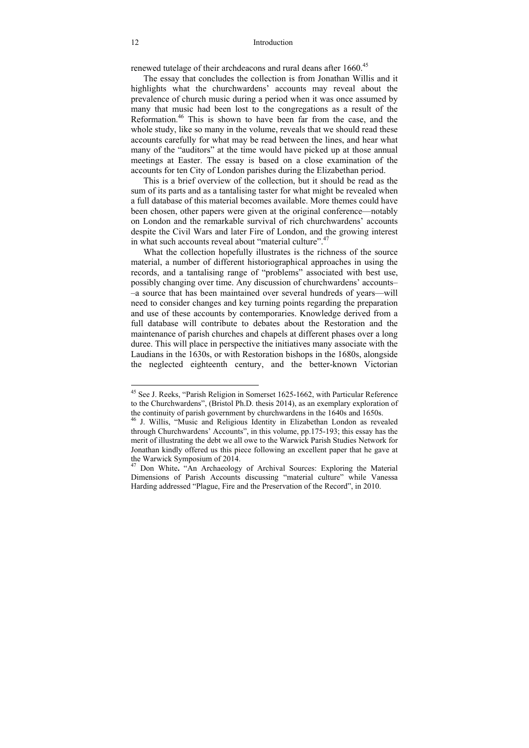renewed tutelage of their archdeacons and rural deans after 1660.[45]

The essay that concludes the collection is from Jonathan Willis and it highlights what the churchwardens' accounts may reveal about the prevalence of church music during a period when it was once assumed by many that music had been lost to the congregations as a result of the Reformation.[46] This is shown to have been far from the case, and the whole study, like so many in the volume, reveals that we should read these accounts carefully for what may be read between the lines, and hear what many of the "auditors" at the time would have picked up at those annual meetings at Easter. The essay is based on a close examination of the accounts for ten City of London parishes during the Elizabethan period.

This is a brief overview of the collection, but it should be read as the sum of its parts and as a tantalising taster for what might be revealed when a full database of this material becomes available. More themes could have been chosen, other papers were given at the original conference—notably on London and the remarkable survival of rich churchwardens' accounts despite the Civil Wars and later Fire of London, and the growing interest in what such accounts reveal about "material culture".[47]

What the collection hopefully illustrates is the richness of the source material, a number of different historiographical approaches in using the records, and a tantalising range of "problems" associated with best use, possibly changing over time. Any discussion of churchwardens' accounts––a source that has been maintained over several hundreds of years—will need to consider changes and key turning points regarding the preparation and use of these accounts by contemporaries. Knowledge derived from a full database will contribute to debates about the Restoration and the maintenance of parish churches and chapels at different phases over a long duree. This will place in perspective the initiatives many associate with the Laudians in the 1630s, or with Restoration bishops in the 1680s, alongside the neglected eighteenth century, and the better-known Victorian

---

[45] See J. Reeks, "Parish Religion in Somerset 1625-1662, with Particular Reference to the Churchwardens", (Bristol Ph.D. thesis 2014), as an exemplary exploration of the continuity of parish government by churchwardens in the 1640s and 1650s.

[46] J. Willis, "Music and Religious Identity in Elizabethan London as revealed through Churchwardens' Accounts", in this volume, pp.175-193; this essay has the merit of illustrating the debt we all owe to the Warwick Parish Studies Network for Jonathan kindly offered us this piece following an excellent paper that he gave at the Warwick Symposium of 2014.

[47] Don White**.** "An Archaeology of Archival Sources: Exploring the Material Dimensions of Parish Accounts discussing "material culture" while Vanessa Harding addressed "Plague, Fire and the Preservation of the Record", in 2010.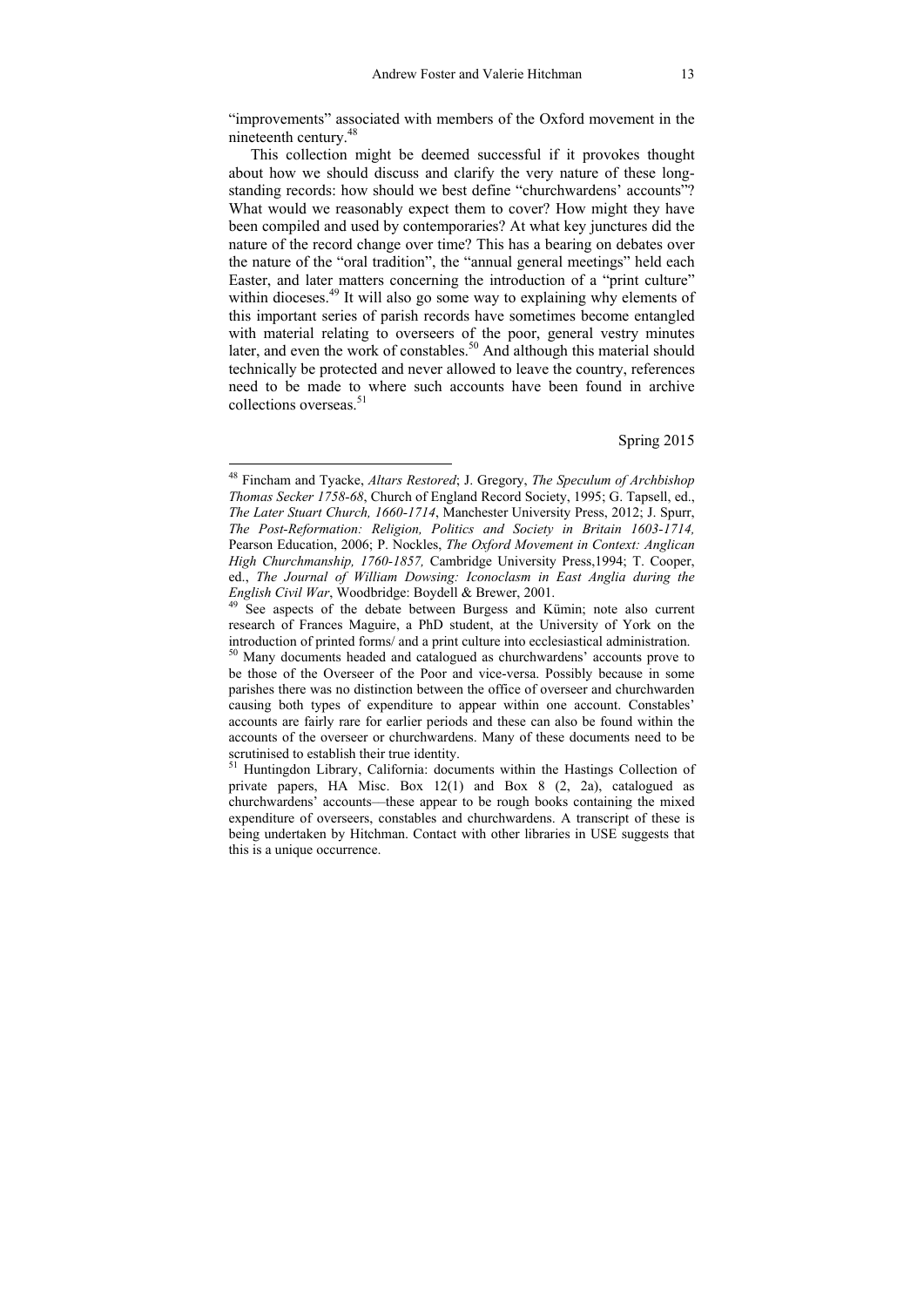"improvements" associated with members of the Oxford movement in the nineteenth century.[48]

This collection might be deemed successful if it provokes thought about how we should discuss and clarify the very nature of these long-standing records: how should we best define "churchwardens' accounts"? What would we reasonably expect them to cover? How might they have been compiled and used by contemporaries? At what key junctures did the nature of the record change over time? This has a bearing on debates over the nature of the "oral tradition", the "annual general meetings" held each Easter, and later matters concerning the introduction of a "print culture" within dioceses.[49] It will also go some way to explaining why elements of this important series of parish records have sometimes become entangled with material relating to overseers of the poor, general vestry minutes later, and even the work of constables.[50] And although this material should technically be protected and never allowed to leave the country, references need to be made to where such accounts have been found in archive collections overseas.[51]

Spring 2015

---

[48] Fincham and Tyacke, *Altars Restored*; J. Gregory, *The Speculum of Archbishop Thomas Secker 1758-68*, Church of England Record Society, 1995; G. Tapsell, ed., *The Later Stuart Church, 1660-1714*, Manchester University Press, 2012; J. Spurr, *The Post-Reformation: Religion, Politics and Society in Britain 1603-1714,* Pearson Education, 2006; P. Nockles, *The Oxford Movement in Context: Anglican High Churchmanship, 1760-1857,* Cambridge University Press,1994; T. Cooper, ed., *The Journal of William Dowsing: Iconoclasm in East Anglia during the English Civil War*, Woodbridge: Boydell & Brewer, 2001.

[49] See aspects of the debate between Burgess and Kümin; note also current research of Frances Maguire, a PhD student, at the University of York on the introduction of printed forms/ and a print culture into ecclesiastical administration.

[50] Many documents headed and catalogued as churchwardens' accounts prove to be those of the Overseer of the Poor and vice-versa. Possibly because in some parishes there was no distinction between the office of overseer and churchwarden causing both types of expenditure to appear within one account. Constables' accounts are fairly rare for earlier periods and these can also be found within the accounts of the overseer or churchwardens. Many of these documents need to be scrutinised to establish their true identity.

[51] Huntingdon Library, California: documents within the Hastings Collection of private papers, HA Misc. Box 12(1) and Box 8 (2, 2a), catalogued as churchwardens' accounts—these appear to be rough books containing the mixed expenditure of overseers, constables and churchwardens. A transcript of these is being undertaken by Hitchman. Contact with other libraries in USE suggests that this is a unique occurrence.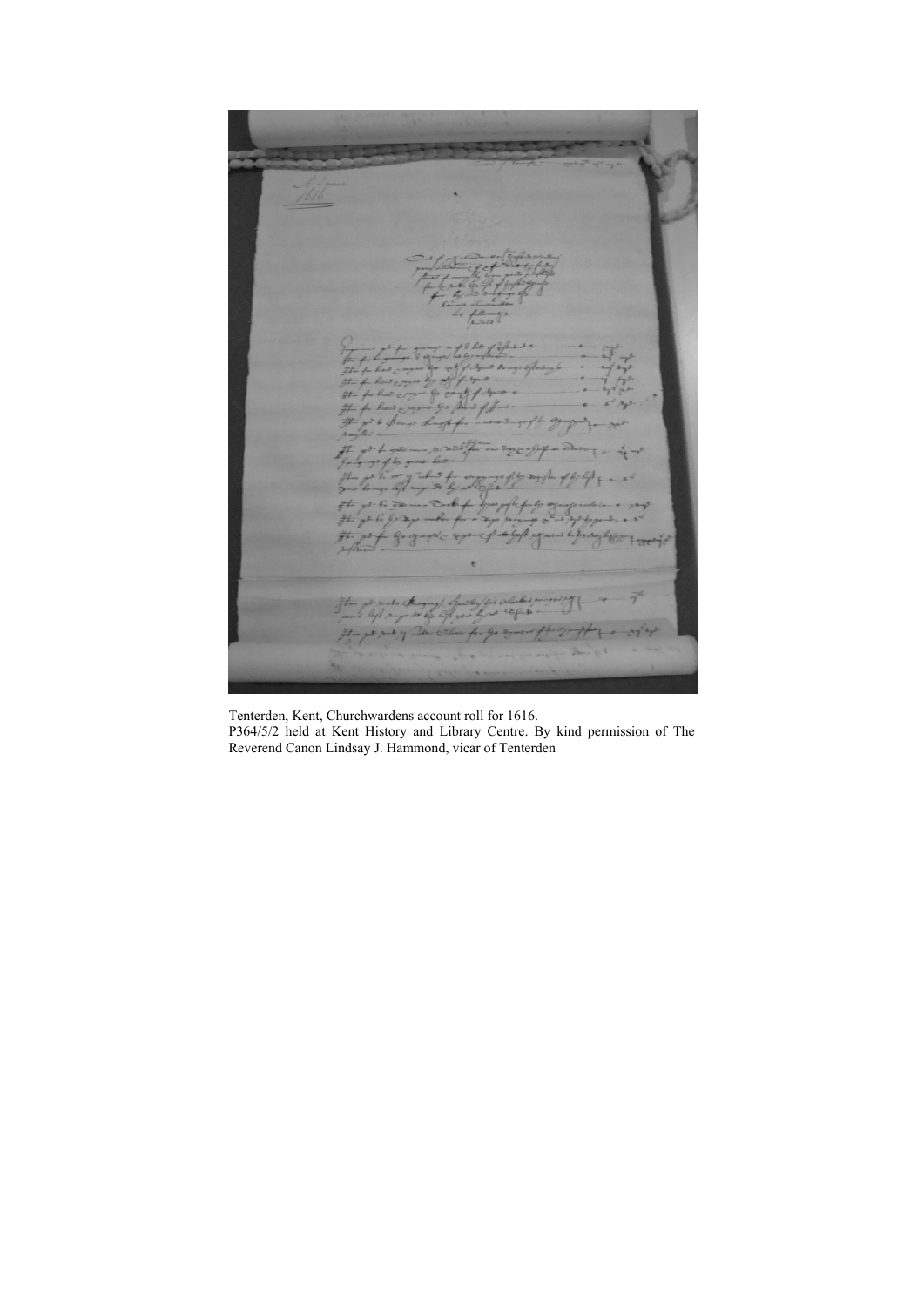Tenterden, Kent, Churchwardens account roll for 1616.

P364/5/2 held at Kent History and Library Centre. By kind permission of The Reverend Canon Lindsay J. Hammond, vicar of Tenterden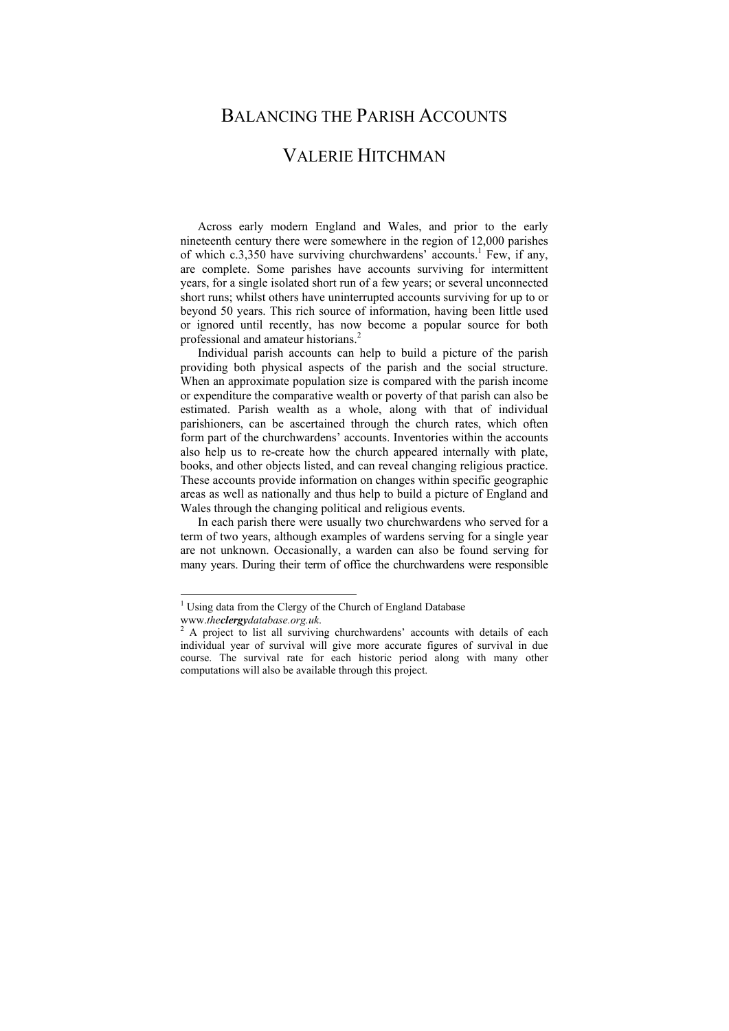# BALANCING THE PARISH ACCOUNTS

# VALERIE HITCHMAN

Across early modern England and Wales, and prior to the early nineteenth century there were somewhere in the region of 12,000 parishes of which c.3,350 have surviving churchwardens' accounts.[1] Few, if any, are complete. Some parishes have accounts surviving for intermittent years, for a single isolated short run of a few years; or several unconnected short runs; whilst others have uninterrupted accounts surviving for up to or beyond 50 years. This rich source of information, having been little used or ignored until recently, has now become a popular source for both professional and amateur historians.[2]

Individual parish accounts can help to build a picture of the parish providing both physical aspects of the parish and the social structure. When an approximate population size is compared with the parish income or expenditure the comparative wealth or poverty of that parish can also be estimated. Parish wealth as a whole, along with that of individual parishioners, can be ascertained through the church rates, which often form part of the churchwardens' accounts. Inventories within the accounts also help us to re-create how the church appeared internally with plate, books, and other objects listed, and can reveal changing religious practice. These accounts provide information on changes within specific geographic areas as well as nationally and thus help to build a picture of England and Wales through the changing political and religious events.

In each parish there were usually two churchwardens who served for a term of two years, although examples of wardens serving for a single year are not unknown. Occasionally, a warden can also be found serving for many years. During their term of office the churchwardens were responsible

---

[1] Using data from the Clergy of the Church of England Database www.*the**clergy**database.org.uk*.

[2] A project to list all surviving churchwardens' accounts with details of each individual year of survival will give more accurate figures of survival in due course. The survival rate for each historic period along with many other computations will also be available through this project.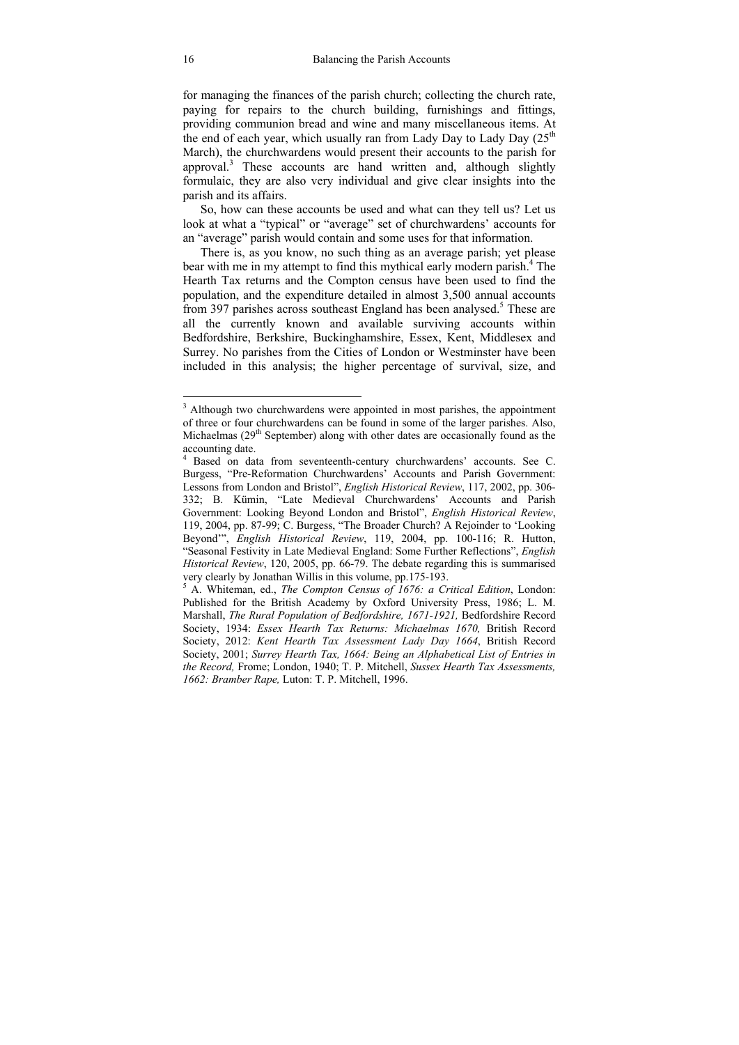for managing the finances of the parish church; collecting the church rate, paying for repairs to the church building, furnishings and fittings, providing communion bread and wine and many miscellaneous items. At the end of each year, which usually ran from Lady Day to Lady Day (25th March), the churchwardens would present their accounts to the parish for approval.[3] These accounts are hand written and, although slightly formulaic, they are also very individual and give clear insights into the parish and its affairs.

So, how can these accounts be used and what can they tell us? Let us look at what a "typical" or "average" set of churchwardens' accounts for an "average" parish would contain and some uses for that information.

There is, as you know, no such thing as an average parish; yet please bear with me in my attempt to find this mythical early modern parish.[4] The Hearth Tax returns and the Compton census have been used to find the population, and the expenditure detailed in almost 3,500 annual accounts from 397 parishes across southeast England has been analysed.[5] These are all the currently known and available surviving accounts within Bedfordshire, Berkshire, Buckinghamshire, Essex, Kent, Middlesex and Surrey. No parishes from the Cities of London or Westminster have been included in this analysis; the higher percentage of survival, size, and

---

[3] Although two churchwardens were appointed in most parishes, the appointment of three or four churchwardens can be found in some of the larger parishes. Also, Michaelmas (29th September) along with other dates are occasionally found as the accounting date.

[4] Based on data from seventeenth-century churchwardens' accounts. See C. Burgess, "Pre-Reformation Churchwardens' Accounts and Parish Government: Lessons from London and Bristol", *English Historical Review*, 117, 2002, pp. 306-332; B. Kümin, "Late Medieval Churchwardens' Accounts and Parish Government: Looking Beyond London and Bristol", *English Historical Review*, 119, 2004, pp. 87-99; C. Burgess, "The Broader Church? A Rejoinder to 'Looking Beyond'", *English Historical Review*, 119, 2004, pp. 100-116; R. Hutton, "Seasonal Festivity in Late Medieval England: Some Further Reflections", *English Historical Review*, 120, 2005, pp. 66-79. The debate regarding this is summarised very clearly by Jonathan Willis in this volume, pp.175-193.

[5] A. Whiteman, ed., *The Compton Census of 1676: a Critical Edition*, London: Published for the British Academy by Oxford University Press, 1986; L. M. Marshall, *The Rural Population of Bedfordshire, 1671-1921,* Bedfordshire Record Society, 1934: *Essex Hearth Tax Returns: Michaelmas 1670,* British Record Society, 2012: *Kent Hearth Tax Assessment Lady Day 1664*, British Record Society, 2001; *Surrey Hearth Tax, 1664: Being an Alphabetical List of Entries in the Record,* Frome; London, 1940; T. P. Mitchell, *Sussex Hearth Tax Assessments, 1662: Bramber Rape,* Luton: T. P. Mitchell, 1996.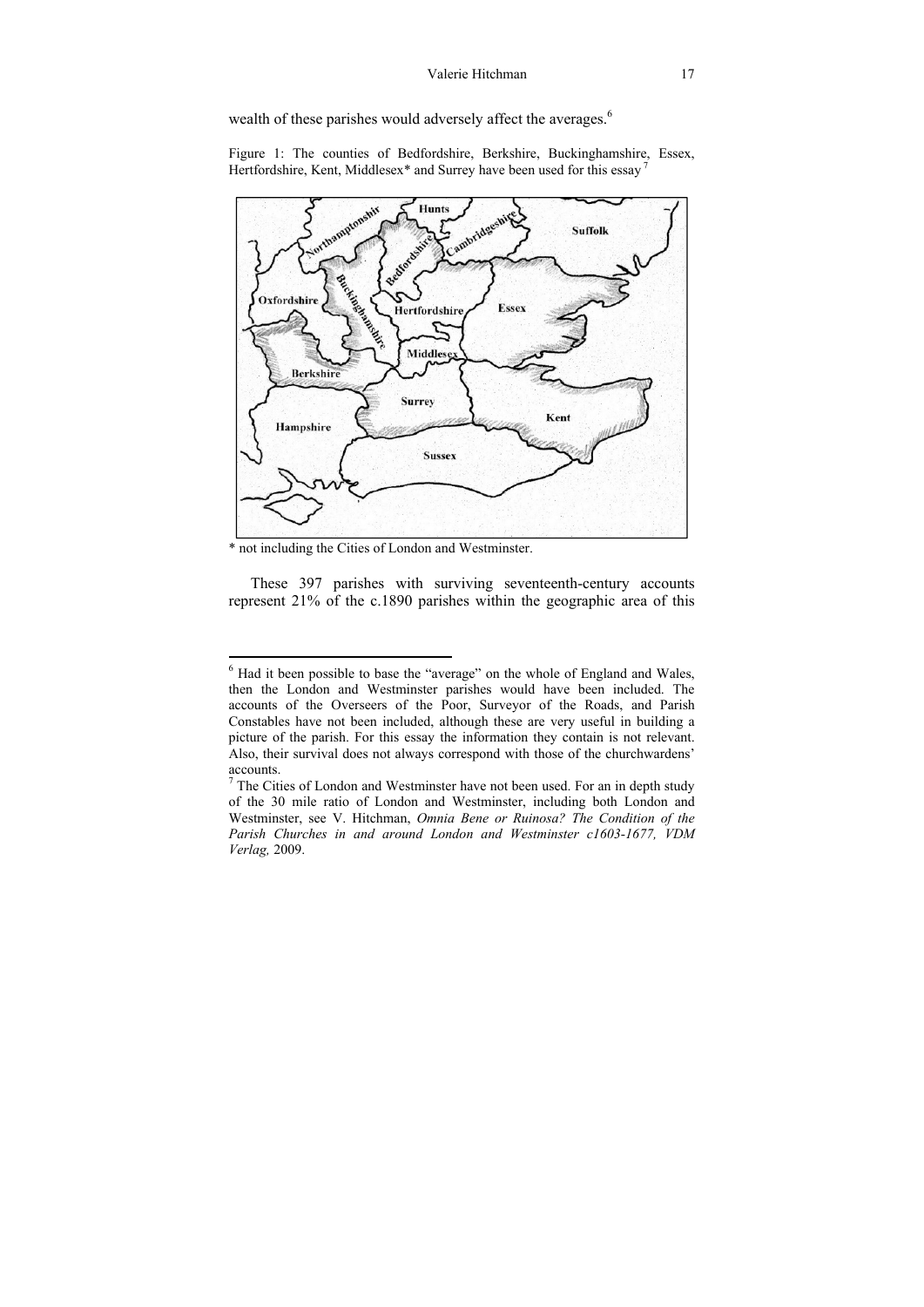wealth of these parishes would adversely affect the averages.[6]

Figure 1: The counties of Bedfordshire, Berkshire, Buckinghamshire, Essex, Hertfordshire, Kent, Middlesex* and Surrey have been used for this essay [7]

\* not including the Cities of London and Westminster.

These 397 parishes with surviving seventeenth-century accounts represent 21% of the c.1890 parishes within the geographic area of this

---

[6] Had it been possible to base the "average" on the whole of England and Wales, then the London and Westminster parishes would have been included. The accounts of the Overseers of the Poor, Surveyor of the Roads, and Parish Constables have not been included, although these are very useful in building a picture of the parish. For this essay the information they contain is not relevant. Also, their survival does not always correspond with those of the churchwardens' accounts.

[7] The Cities of London and Westminster have not been used. For an in depth study of the 30 mile ratio of London and Westminster, including both London and Westminster, see V. Hitchman, *Omnia Bene or Ruinosa? The Condition of the Parish Churches in and around London and Westminster c1603-1677, VDM Verlag,* 2009.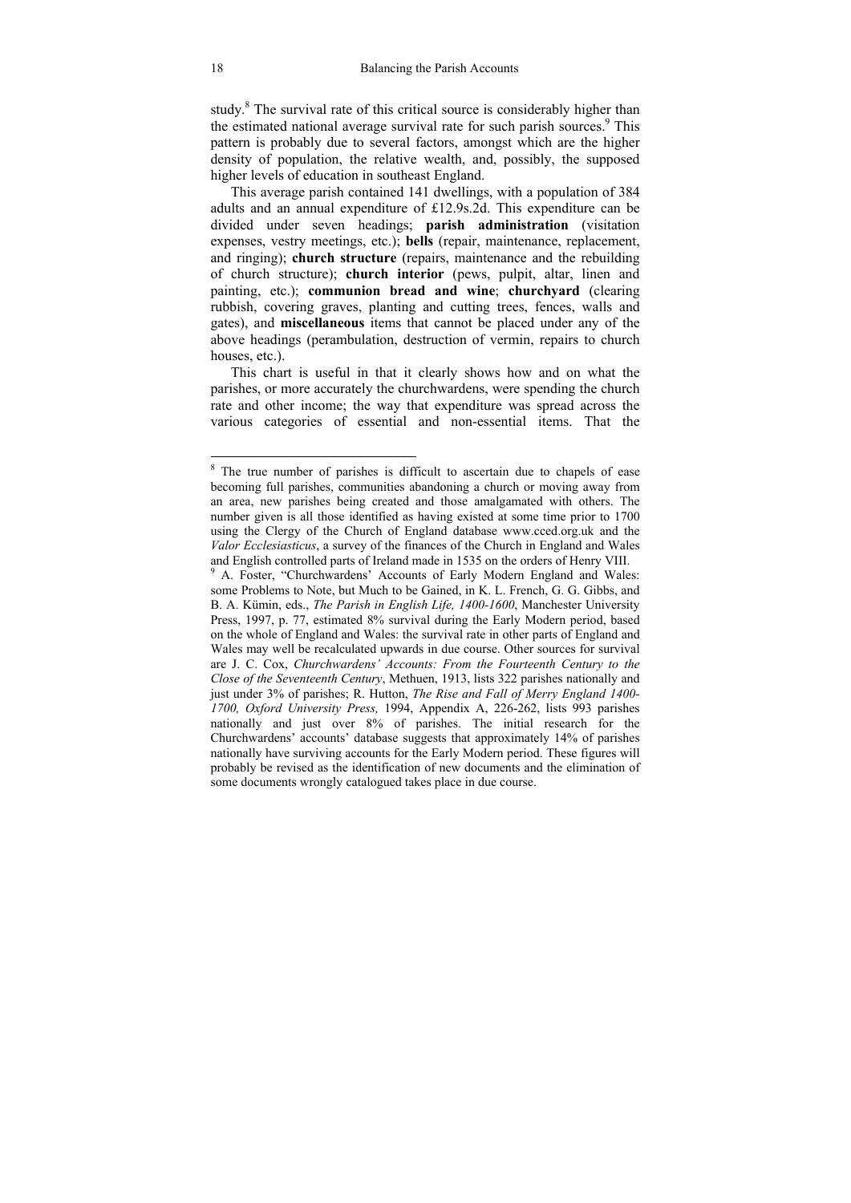study.[8] The survival rate of this critical source is considerably higher than the estimated national average survival rate for such parish sources.[9] This pattern is probably due to several factors, amongst which are the higher density of population, the relative wealth, and, possibly, the supposed higher levels of education in southeast England.

This average parish contained 141 dwellings, with a population of 384 adults and an annual expenditure of £12.9s.2d. This expenditure can be divided under seven headings; **parish administration** (visitation expenses, vestry meetings, etc.); **bells** (repair, maintenance, replacement, and ringing); **church structure** (repairs, maintenance and the rebuilding of church structure); **church interior** (pews, pulpit, altar, linen and painting, etc.); **communion bread and wine**; **churchyard** (clearing rubbish, covering graves, planting and cutting trees, fences, walls and gates), and **miscellaneous** items that cannot be placed under any of the above headings (perambulation, destruction of vermin, repairs to church houses, etc.).

This chart is useful in that it clearly shows how and on what the parishes, or more accurately the churchwardens, were spending the church rate and other income; the way that expenditure was spread across the various categories of essential and non-essential items. That the

---

[8] The true number of parishes is difficult to ascertain due to chapels of ease becoming full parishes, communities abandoning a church or moving away from an area, new parishes being created and those amalgamated with others. The number given is all those identified as having existed at some time prior to 1700 using the Clergy of the Church of England database www.cced.org.uk and the *Valor Ecclesiasticus*, a survey of the finances of the Church in England and Wales and English controlled parts of Ireland made in 1535 on the orders of Henry VIII.

[9] A. Foster, "Churchwardens' Accounts of Early Modern England and Wales: some Problems to Note, but Much to be Gained, in K. L. French, G. G. Gibbs, and B. A. Kümin, eds., *The Parish in English Life, 1400-1600*, Manchester University Press, 1997, p. 77, estimated 8% survival during the Early Modern period, based on the whole of England and Wales: the survival rate in other parts of England and Wales may well be recalculated upwards in due course. Other sources for survival are J. C. Cox, *Churchwardens' Accounts: From the Fourteenth Century to the Close of the Seventeenth Century*, Methuen, 1913, lists 322 parishes nationally and just under 3% of parishes; R. Hutton, *The Rise and Fall of Merry England 1400-1700, Oxford University Press,* 1994, Appendix A, 226-262, lists 993 parishes nationally and just over 8% of parishes. The initial research for the Churchwardens' accounts' database suggests that approximately 14% of parishes nationally have surviving accounts for the Early Modern period. These figures will probably be revised as the identification of new documents and the elimination of some documents wrongly catalogued takes place in due course.